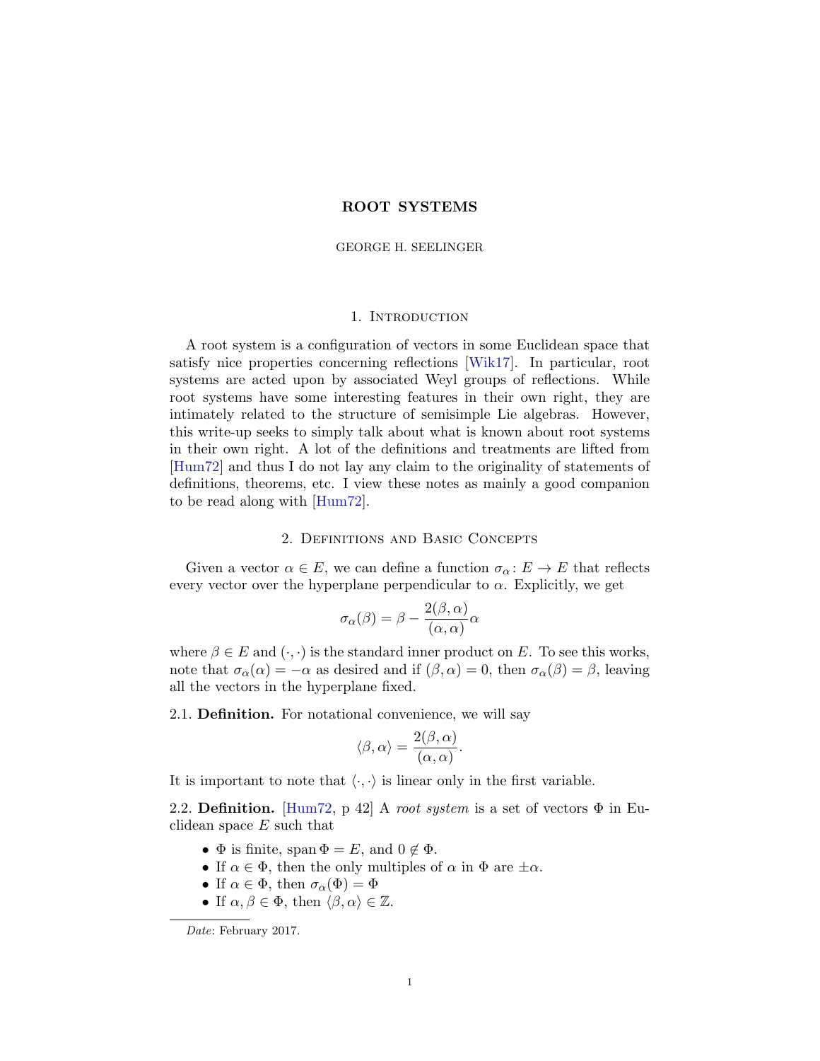# ROOT SYSTEMS

GEORGE H. SEELINGER

## 1. Introduction

A root system is a configuration of vectors in some Euclidean space that satisfy nice properties concerning reflections [Wik17]. In particular, root systems are acted upon by associated Weyl groups of reflections. While root systems have some interesting features in their own right, they are intimately related to the structure of semisimple Lie algebras. However, this write-up seeks to simply talk about what is known about root systems in their own right. A lot of the definitions and treatments are lifted from [Hum72] and thus I do not lay any claim to the originality of statements of definitions, theorems, etc. I view these notes as mainly a good companion to be read along with [Hum72].

## 2. Definitions and Basic Concepts

Given a vector $\alpha \in E$, we can define a function $\sigma_\alpha \colon E \to E$ that reflects every vector over the hyperplane perpendicular to $\alpha$. Explicitly, we get

$$\sigma_\alpha(\beta) = \beta - \frac{2(\beta, \alpha)}{(\alpha, \alpha)}\alpha$$

where $\beta \in E$ and $(\cdot, \cdot)$ is the standard inner product on $E$. To see this works, note that $\sigma_\alpha(\alpha) = -\alpha$ as desired and if $(\beta, \alpha) = 0$, then $\sigma_\alpha(\beta) = \beta$, leaving all the vectors in the hyperplane fixed.

2.1. **Definition.** For notational convenience, we will say

$$\langle \beta, \alpha \rangle = \frac{2(\beta, \alpha)}{(\alpha, \alpha)}.$$

It is important to note that $\langle \cdot, \cdot \rangle$ is linear only in the first variable.

2.2. **Definition.** [Hum72, p 42] A *root system* is a set of vectors $\Phi$ in Euclidean space $E$ such that

- $\Phi$ is finite, span $\Phi = E$, and $0 \notin \Phi$.
- If $\alpha \in \Phi$, then the only multiples of $\alpha$ in $\Phi$ are $\pm\alpha$.
- If $\alpha \in \Phi$, then $\sigma_\alpha(\Phi) = \Phi$
- If $\alpha, \beta \in \Phi$, then $\langle \beta, \alpha \rangle \in \mathbb{Z}$.

*Date*: February 2017.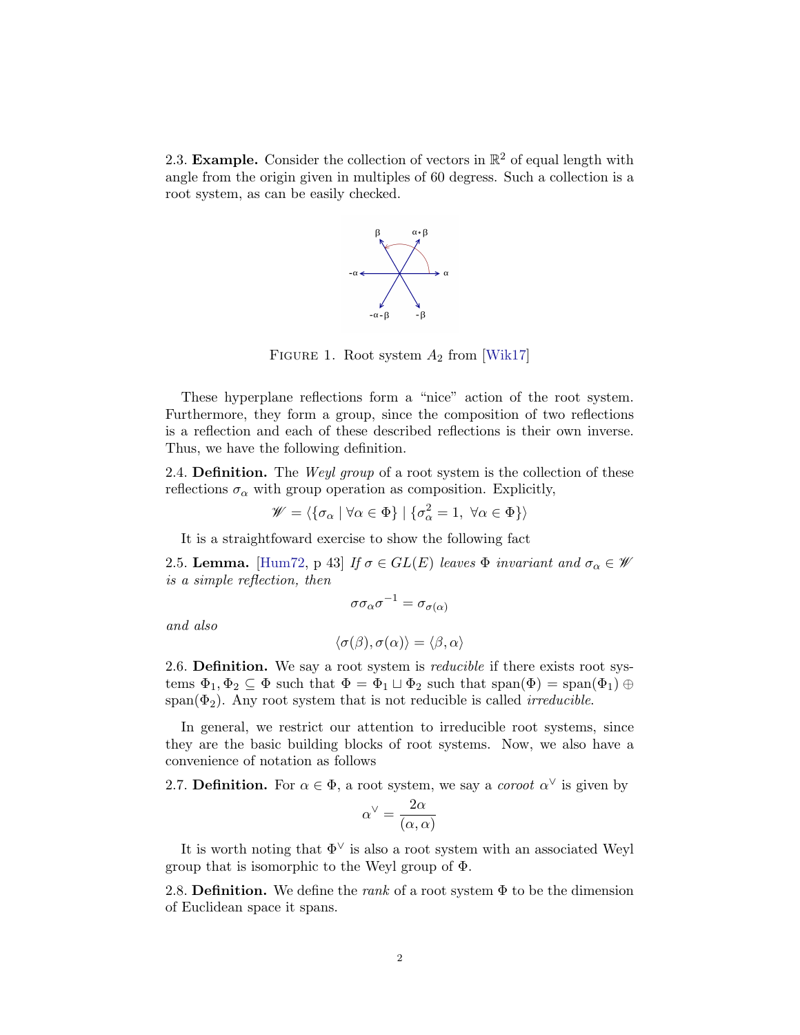2.3. **Example.** Consider the collection of vectors in $\mathbb{R}^2$ of equal length with angle from the origin given in multiples of 60 degress. Such a collection is a root system, as can be easily checked.

FIGURE 1. Root system $A_2$ from [Wik17]

These hyperplane reflections form a "nice" action of the root system. Furthermore, they form a group, since the composition of two reflections is a reflection and each of these described reflections is their own inverse. Thus, we have the following definition.

2.4. **Definition.** The *Weyl group* of a root system is the collection of these reflections $\sigma_\alpha$ with group operation as composition. Explicitly,

$$\mathscr{W} = \langle \{\sigma_\alpha \mid \forall \alpha \in \Phi\} \mid \{\sigma_\alpha^2 = 1,\ \forall \alpha \in \Phi\} \rangle$$

It is a straightfoward exercise to show the following fact

2.5. **Lemma.** [Hum72, p 43] *If $\sigma \in GL(E)$ leaves $\Phi$ invariant and $\sigma_\alpha \in \mathscr{W}$ is a simple reflection, then*

$$\sigma \sigma_\alpha \sigma^{-1} = \sigma_{\sigma(\alpha)}$$

*and also*

$$\langle \sigma(\beta), \sigma(\alpha) \rangle = \langle \beta, \alpha \rangle$$

2.6. **Definition.** We say a root system is *reducible* if there exists root systems $\Phi_1, \Phi_2 \subseteq \Phi$ such that $\Phi = \Phi_1 \sqcup \Phi_2$ such that $\operatorname{span}(\Phi) = \operatorname{span}(\Phi_1) \oplus \operatorname{span}(\Phi_2)$. Any root system that is not reducible is called *irreducible*.

In general, we restrict our attention to irreducible root systems, since they are the basic building blocks of root systems. Now, we also have a convenience of notation as follows

2.7. **Definition.** For $\alpha \in \Phi$, a root system, we say a *coroot* $\alpha^\vee$ is given by

$$\alpha^\vee = \frac{2\alpha}{(\alpha, \alpha)}$$

It is worth noting that $\Phi^\vee$ is also a root system with an associated Weyl group that is isomorphic to the Weyl group of $\Phi$.

2.8. **Definition.** We define the *rank* of a root system $\Phi$ to be the dimension of Euclidean space it spans.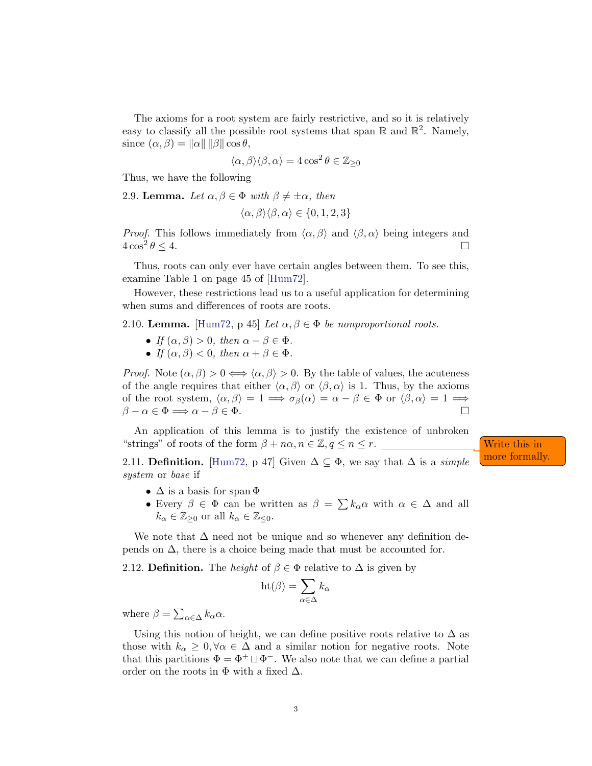The axioms for a root system are fairly restrictive, and so it is relatively easy to classify all the possible root systems that span $\mathbb{R}$ and $\mathbb{R}^2$. Namely, since $(\alpha, \beta) = \|\alpha\| \, \|\beta\| \cos\theta$,

$$\langle \alpha, \beta \rangle \langle \beta, \alpha \rangle = 4\cos^2\theta \in \mathbb{Z}_{\geq 0}$$

Thus, we have the following

2.9. **Lemma.** *Let $\alpha, \beta \in \Phi$ with $\beta \neq \pm\alpha$, then*

$$\langle \alpha, \beta \rangle \langle \beta, \alpha \rangle \in \{0, 1, 2, 3\}$$

*Proof.* This follows immediately from $\langle \alpha, \beta \rangle$ and $\langle \beta, \alpha \rangle$ being integers and $4\cos^2\theta \leq 4$. ☐

Thus, roots can only ever have certain angles between them. To see this, examine Table 1 on page 45 of [Hum72].

However, these restrictions lead us to a useful application for determining when sums and differences of roots are roots.

2.10. **Lemma.** [Hum72, p 45] *Let $\alpha, \beta \in \Phi$ be nonproportional roots.*

- *If $(\alpha, \beta) > 0$, then $\alpha - \beta \in \Phi$.*
- *If $(\alpha, \beta) < 0$, then $\alpha + \beta \in \Phi$.*

*Proof.* Note $(\alpha, \beta) > 0 \iff \langle \alpha, \beta \rangle > 0$. By the table of values, the acuteness of the angle requires that either $\langle \alpha, \beta \rangle$ or $\langle \beta, \alpha \rangle$ is 1. Thus, by the axioms of the root system, $\langle \alpha, \beta \rangle = 1 \implies \sigma_\beta(\alpha) = \alpha - \beta \in \Phi$ or $\langle \beta, \alpha \rangle = 1 \implies \beta - \alpha \in \Phi \implies \alpha - \beta \in \Phi$. ☐

An application of this lemma is to justify the existence of unbroken "strings" of roots of the form $\beta + n\alpha, n \in \mathbb{Z}, q \leq n \leq r$.

Write this in more formally.

2.11. **Definition.** [Hum72, p 47] Given $\Delta \subseteq \Phi$, we say that $\Delta$ is a *simple system* or *base* if

- $\Delta$ is a basis for $\operatorname{span}\Phi$
- Every $\beta \in \Phi$ can be written as $\beta = \sum k_\alpha \alpha$ with $\alpha \in \Delta$ and all $k_\alpha \in \mathbb{Z}_{\geq 0}$ or all $k_\alpha \in \mathbb{Z}_{\leq 0}$.

We note that $\Delta$ need not be unique and so whenever any definition depends on $\Delta$, there is a choice being made that must be accounted for.

2.12. **Definition.** The *height* of $\beta \in \Phi$ relative to $\Delta$ is given by

$$\operatorname{ht}(\beta) = \sum_{\alpha \in \Delta} k_\alpha$$

where $\beta = \sum_{\alpha \in \Delta} k_\alpha \alpha$.

Using this notion of height, we can define positive roots relative to $\Delta$ as those with $k_\alpha \geq 0, \forall \alpha \in \Delta$ and a similar notion for negative roots. Note that this partitions $\Phi = \Phi^+ \sqcup \Phi^-$. We also note that we can define a partial order on the roots in $\Phi$ with a fixed $\Delta$.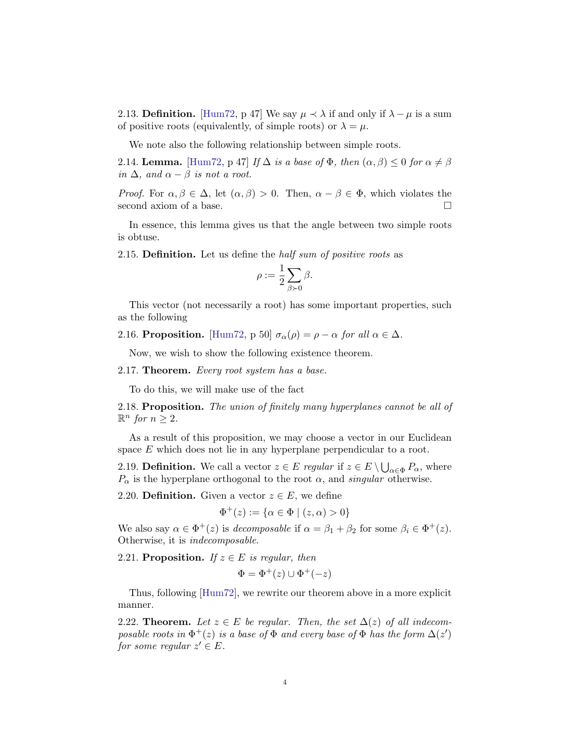2.13. **Definition.** [Hum72, p 47] We say $\mu \prec \lambda$ if and only if $\lambda - \mu$ is a sum of positive roots (equivalently, of simple roots) or $\lambda = \mu$.

We note also the following relationship between simple roots.

2.14. **Lemma.** [Hum72, p 47] *If $\Delta$ is a base of $\Phi$, then $(\alpha, \beta) \leq 0$ for $\alpha \neq \beta$ in $\Delta$, and $\alpha - \beta$ is not a root.*

*Proof.* For $\alpha, \beta \in \Delta$, let $(\alpha, \beta) > 0$. Then, $\alpha - \beta \in \Phi$, which violates the second axiom of a base. □

In essence, this lemma gives us that the angle between two simple roots is obtuse.

2.15. **Definition.** Let us define the *half sum of positive roots* as

$$\rho := \frac{1}{2} \sum_{\beta \succ 0} \beta.$$

This vector (not necessarily a root) has some important properties, such as the following

2.16. **Proposition.** [Hum72, p 50] *$\sigma_\alpha(\rho) = \rho - \alpha$ for all $\alpha \in \Delta$.*

Now, we wish to show the following existence theorem.

2.17. **Theorem.** *Every root system has a base.*

To do this, we will make use of the fact

2.18. **Proposition.** *The union of finitely many hyperplanes cannot be all of $\mathbb{R}^n$ for $n \geq 2$.*

As a result of this proposition, we may choose a vector in our Euclidean space $E$ which does not lie in any hyperplane perpendicular to a root.

2.19. **Definition.** We call a vector $z \in E$ *regular* if $z \in E \setminus \bigcup_{\alpha \in \Phi} P_\alpha$, where $P_\alpha$ is the hyperplane orthogonal to the root $\alpha$, and *singular* otherwise.

2.20. **Definition.** Given a vector $z \in E$, we define

$$\Phi^+(z) := \{\alpha \in \Phi \mid (z, \alpha) > 0\}$$

We also say $\alpha \in \Phi^+(z)$ is *decomposable* if $\alpha = \beta_1 + \beta_2$ for some $\beta_i \in \Phi^+(z)$. Otherwise, it is *indecomposable*.

2.21. **Proposition.** *If $z \in E$ is regular, then*

$$\Phi = \Phi^+(z) \cup \Phi^+(-z)$$

Thus, following [Hum72], we rewrite our theorem above in a more explicit manner.

2.22. **Theorem.** *Let $z \in E$ be regular. Then, the set $\Delta(z)$ of all indecomposable roots in $\Phi^+(z)$ is a base of $\Phi$ and every base of $\Phi$ has the form $\Delta(z')$ for some regular $z' \in E$.*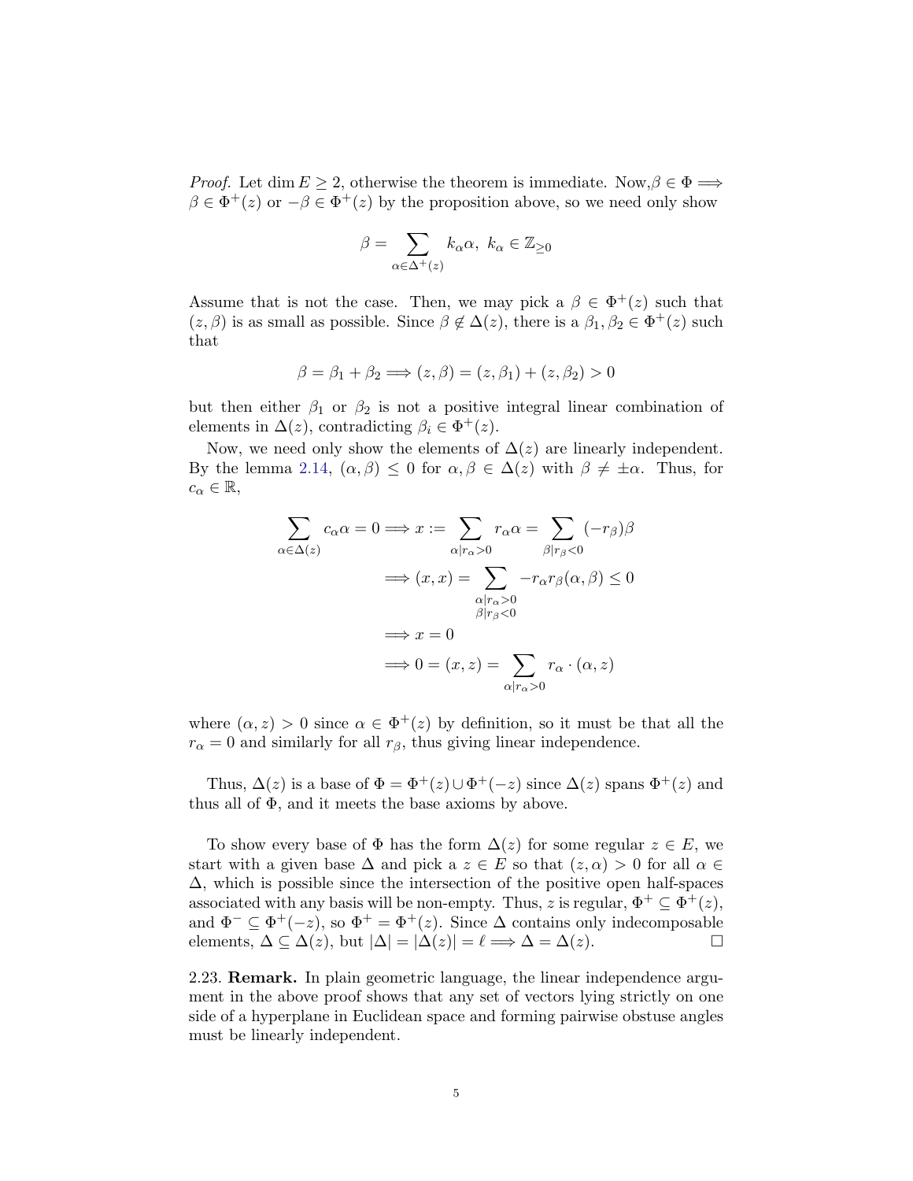*Proof.* Let $\dim E \geq 2$, otherwise the theorem is immediate. Now,$\beta \in \Phi \Longrightarrow \beta \in \Phi^+(z)$ or $-\beta \in \Phi^+(z)$ by the proposition above, so we need only show

$$\beta = \sum_{\alpha \in \Delta^+(z)} k_\alpha \alpha, \ k_\alpha \in \mathbb{Z}_{\geq 0}$$

Assume that is not the case. Then, we may pick a $\beta \in \Phi^+(z)$ such that $(z, \beta)$ is as small as possible. Since $\beta \notin \Delta(z)$, there is a $\beta_1, \beta_2 \in \Phi^+(z)$ such that

$$\beta = \beta_1 + \beta_2 \Longrightarrow (z, \beta) = (z, \beta_1) + (z, \beta_2) > 0$$

but then either $\beta_1$ or $\beta_2$ is not a positive integral linear combination of elements in $\Delta(z)$, contradicting $\beta_i \in \Phi^+(z)$.

Now, we need only show the elements of $\Delta(z)$ are linearly independent. By the lemma 2.14, $(\alpha, \beta) \leq 0$ for $\alpha, \beta \in \Delta(z)$ with $\beta \neq \pm\alpha$. Thus, for $c_\alpha \in \mathbb{R}$,

$$\begin{aligned}
\sum_{\alpha \in \Delta(z)} c_\alpha \alpha = 0 \Longrightarrow x := \sum_{\alpha | r_\alpha > 0} r_\alpha \alpha &= \sum_{\beta | r_\beta < 0} (-r_\beta)\beta \\
\Longrightarrow (x, x) &= \sum_{\substack{\alpha | r_\alpha > 0 \\ \beta | r_\beta < 0}} -r_\alpha r_\beta (\alpha, \beta) \leq 0 \\
\Longrightarrow x &= 0 \\
\Longrightarrow 0 = (x, z) &= \sum_{\alpha | r_\alpha > 0} r_\alpha \cdot (\alpha, z)
\end{aligned}$$

where $(\alpha, z) > 0$ since $\alpha \in \Phi^+(z)$ by definition, so it must be that all the $r_\alpha = 0$ and similarly for all $r_\beta$, thus giving linear independence.

Thus, $\Delta(z)$ is a base of $\Phi = \Phi^+(z) \cup \Phi^+(-z)$ since $\Delta(z)$ spans $\Phi^+(z)$ and thus all of $\Phi$, and it meets the base axioms by above.

To show every base of $\Phi$ has the form $\Delta(z)$ for some regular $z \in E$, we start with a given base $\Delta$ and pick a $z \in E$ so that $(z, \alpha) > 0$ for all $\alpha \in \Delta$, which is possible since the intersection of the positive open half-spaces associated with any basis will be non-empty. Thus, $z$ is regular, $\Phi^+ \subseteq \Phi^+(z)$, and $\Phi^- \subseteq \Phi^+(-z)$, so $\Phi^+ = \Phi^+(z)$. Since $\Delta$ contains only indecomposable elements, $\Delta \subseteq \Delta(z)$, but $|\Delta| = |\Delta(z)| = \ell \Longrightarrow \Delta = \Delta(z)$. $\square$

2.23. **Remark.** In plain geometric language, the linear independence argument in the above proof shows that any set of vectors lying strictly on one side of a hyperplane in Euclidean space and forming pairwise obstuse angles must be linearly independent.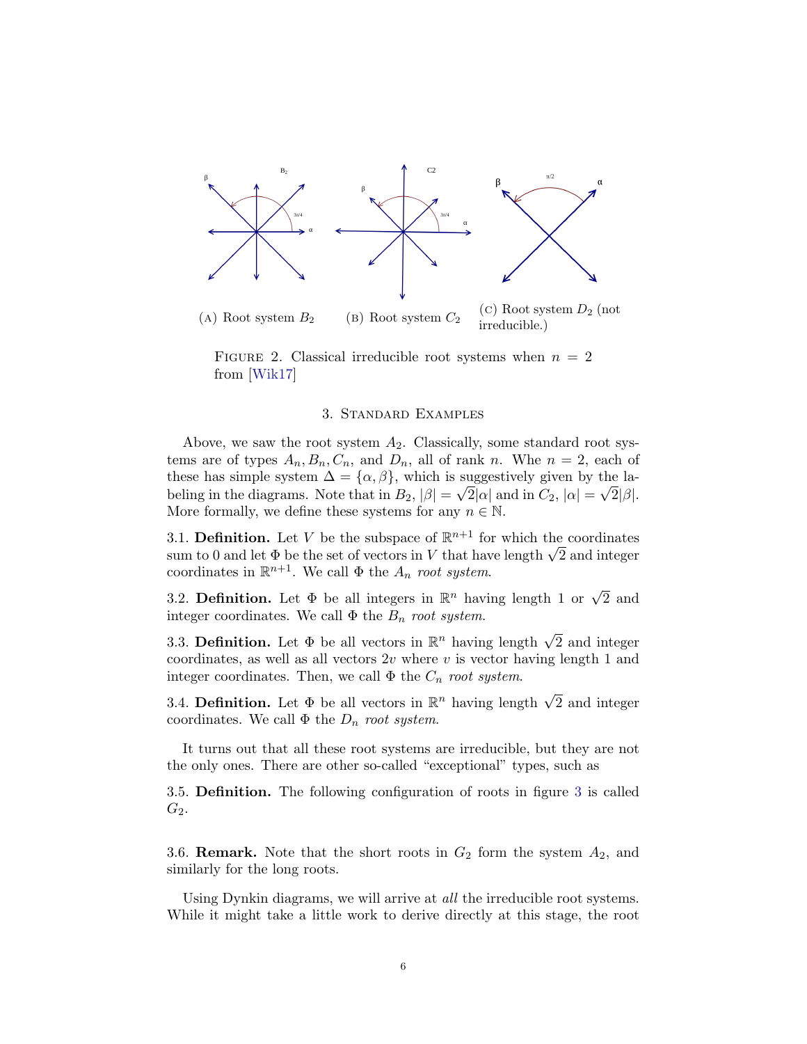(A) Root system $B_2$ (B) Root system $C_2$ (C) Root system $D_2$ (not irreducible.)

FIGURE 2. Classical irreducible root systems when $n = 2$ from [Wik17]

## 3. Standard Examples

Above, we saw the root system $A_2$. Classically, some standard root systems are of types $A_n, B_n, C_n$, and $D_n$, all of rank $n$. Whe $n = 2$, each of these has simple system $\Delta = \{\alpha, \beta\}$, which is suggestively given by the labeling in the diagrams. Note that in $B_2$, $|\beta| = \sqrt{2}|\alpha|$ and in $C_2$, $|\alpha| = \sqrt{2}|\beta|$. More formally, we define these systems for any $n \in \mathbb{N}$.

3.1. **Definition.** Let $V$ be the subspace of $\mathbb{R}^{n+1}$ for which the coordinates sum to 0 and let $\Phi$ be the set of vectors in $V$ that have length $\sqrt{2}$ and integer coordinates in $\mathbb{R}^{n+1}$. We call $\Phi$ the *$A_n$ root system*.

3.2. **Definition.** Let $\Phi$ be all integers in $\mathbb{R}^n$ having length 1 or $\sqrt{2}$ and integer coordinates. We call $\Phi$ the *$B_n$ root system*.

3.3. **Definition.** Let $\Phi$ be all vectors in $\mathbb{R}^n$ having length $\sqrt{2}$ and integer coordinates, as well as all vectors $2v$ where $v$ is vector having length 1 and integer coordinates. Then, we call $\Phi$ the *$C_n$ root system*.

3.4. **Definition.** Let $\Phi$ be all vectors in $\mathbb{R}^n$ having length $\sqrt{2}$ and integer coordinates. We call $\Phi$ the *$D_n$ root system*.

It turns out that all these root systems are irreducible, but they are not the only ones. There are other so-called "exceptional" types, such as

3.5. **Definition.** The following configuration of roots in figure 3 is called $G_2$.

3.6. **Remark.** Note that the short roots in $G_2$ form the system $A_2$, and similarly for the long roots.

Using Dynkin diagrams, we will arrive at *all* the irreducible root systems. While it might take a little work to derive directly at this stage, the root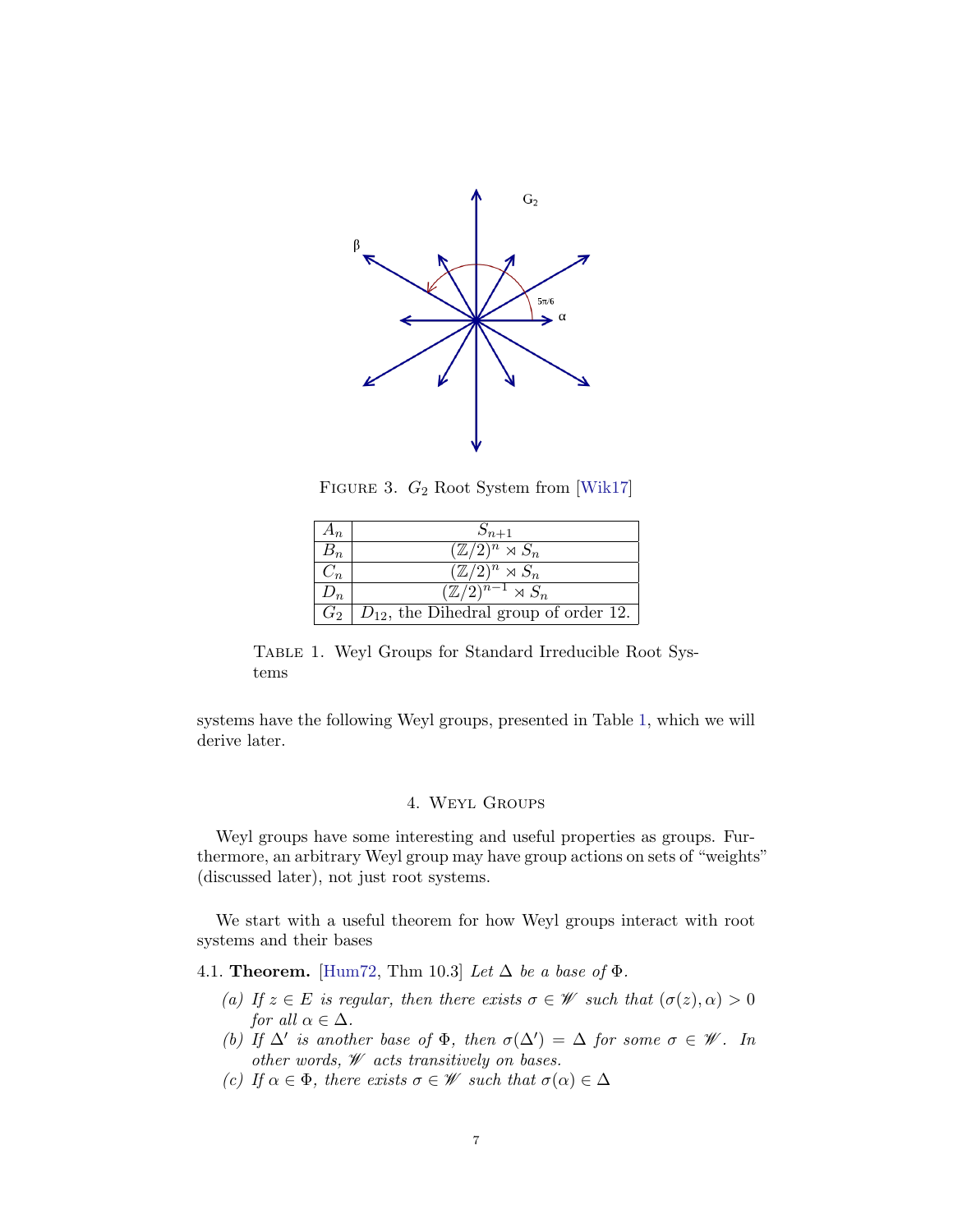FIGURE 3. $G_2$ Root System from [Wik17]

| $A_n$ | $S_{n+1}$ |
|---|---|
| $B_n$ | $(\mathbb{Z}/2)^n \rtimes S_n$ |
| $C_n$ | $(\mathbb{Z}/2)^n \rtimes S_n$ |
| $D_n$ | $(\mathbb{Z}/2)^{n-1} \rtimes S_n$ |
| $G_2$ | $D_{12}$, the Dihedral group of order 12. |

TABLE 1. Weyl Groups for Standard Irreducible Root Systems

systems have the following Weyl groups, presented in Table 1, which we will derive later.

## 4. Weyl Groups

Weyl groups have some interesting and useful properties as groups. Furthermore, an arbitrary Weyl group may have group actions on sets of "weights" (discussed later), not just root systems.

We start with a useful theorem for how Weyl groups interact with root systems and their bases

**4.1. Theorem.** [Hum72, Thm 10.3] *Let $\Delta$ be a base of $\Phi$.*

*(a) If $z \in E$ is regular, then there exists $\sigma \in \mathscr{W}$ such that $(\sigma(z), \alpha) > 0$ for all $\alpha \in \Delta$.*

*(b) If $\Delta'$ is another base of $\Phi$, then $\sigma(\Delta') = \Delta$ for some $\sigma \in \mathscr{W}$. In other words, $\mathscr{W}$ acts transitively on bases.*

*(c) If $\alpha \in \Phi$, there exists $\sigma \in \mathscr{W}$ such that $\sigma(\alpha) \in \Delta$*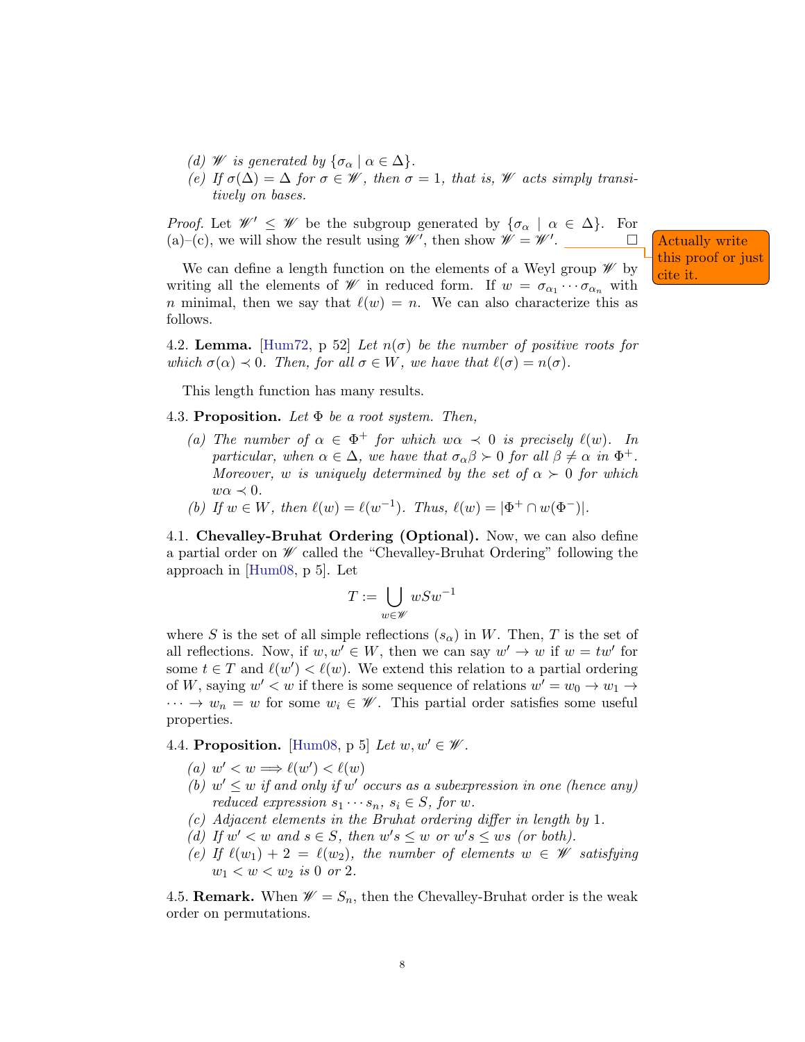*(d) $\mathscr{W}$ is generated by $\{\sigma_\alpha \mid \alpha \in \Delta\}$.*

*(e) If $\sigma(\Delta) = \Delta$ for $\sigma \in \mathscr{W}$, then $\sigma = 1$, that is, $\mathscr{W}$ acts simply transitively on bases.*

*Proof.* Let $\mathscr{W}' \leq \mathscr{W}$ be the subgroup generated by $\{\sigma_\alpha \mid \alpha \in \Delta\}$. For (a)–(c), we will show the result using $\mathscr{W}'$, then show $\mathscr{W} = \mathscr{W}'$. □

Actually write this proof or just cite it.

We can define a length function on the elements of a Weyl group $\mathscr{W}$ by writing all the elements of $\mathscr{W}$ in reduced form. If $w = \sigma_{\alpha_1} \cdots \sigma_{\alpha_n}$ with $n$ minimal, then we say that $\ell(w) = n$. We can also characterize this as follows.

4.2. **Lemma.** [Hum72, p 52] *Let $n(\sigma)$ be the number of positive roots for which $\sigma(\alpha) \prec 0$. Then, for all $\sigma \in W$, we have that $\ell(\sigma) = n(\sigma)$.*

This length function has many results.

4.3. **Proposition.** *Let $\Phi$ be a root system. Then,*

*(a) The number of $\alpha \in \Phi^+$ for which $w\alpha \prec 0$ is precisely $\ell(w)$. In particular, when $\alpha \in \Delta$, we have that $\sigma_\alpha \beta \succ 0$ for all $\beta \neq \alpha$ in $\Phi^+$. Moreover, $w$ is uniquely determined by the set of $\alpha \succ 0$ for which $w\alpha \prec 0$.*

*(b) If $w \in W$, then $\ell(w) = \ell(w^{-1})$. Thus, $\ell(w) = |\Phi^+ \cap w(\Phi^-)|$.*

4.1. **Chevalley-Bruhat Ordering (Optional).** Now, we can also define a partial order on $\mathscr{W}$ called the "Chevalley-Bruhat Ordering" following the approach in [Hum08, p 5]. Let

$$T := \bigcup_{w \in \mathscr{W}} wSw^{-1}$$

where $S$ is the set of all simple reflections ($s_\alpha$) in $W$. Then, $T$ is the set of all reflections. Now, if $w, w' \in W$, then we can say $w' \to w$ if $w = tw'$ for some $t \in T$ and $\ell(w') < \ell(w)$. We extend this relation to a partial ordering of $W$, saying $w' < w$ if there is some sequence of relations $w' = w_0 \to w_1 \to \cdots \to w_n = w$ for some $w_i \in \mathscr{W}$. This partial order satisfies some useful properties.

4.4. **Proposition.** [Hum08, p 5] *Let $w, w' \in \mathscr{W}$.*

*(a) $w' < w \implies \ell(w') < \ell(w)$*

*(b) $w' \leq w$ if and only if $w'$ occurs as a subexpression in one (hence any) reduced expression $s_1 \cdots s_n$, $s_i \in S$, for $w$.*

*(c) Adjacent elements in the Bruhat ordering differ in length by 1.*

*(d) If $w' < w$ and $s \in S$, then $w's \leq w$ or $w's \leq ws$ (or both).*

*(e) If $\ell(w_1) + 2 = \ell(w_2)$, the number of elements $w \in \mathscr{W}$ satisfying $w_1 < w < w_2$ is 0 or 2.*

4.5. **Remark.** When $\mathscr{W} = S_n$, then the Chevalley-Bruhat order is the weak order on permutations.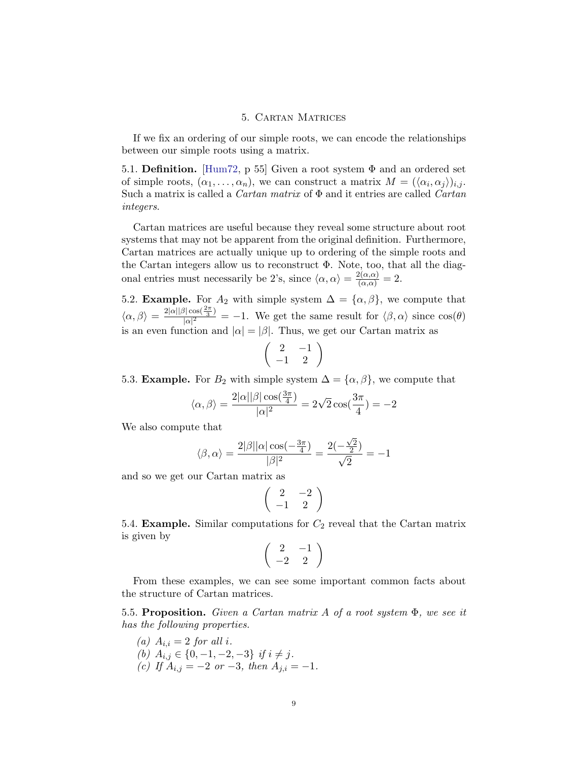## 5. Cartan Matrices

If we fix an ordering of our simple roots, we can encode the relationships between our simple roots using a matrix.

5.1. **Definition.** [Hum72, p 55] Given a root system $\Phi$ and an ordered set of simple roots, $(\alpha_1, \dots, \alpha_n)$, we can construct a matrix $M = (\langle \alpha_i, \alpha_j \rangle)_{i,j}$. Such a matrix is called a *Cartan matrix* of $\Phi$ and it entries are called *Cartan integers*.

Cartan matrices are useful because they reveal some structure about root systems that may not be apparent from the original definition. Furthermore, Cartan matrices are actually unique up to ordering of the simple roots and the Cartan integers allow us to reconstruct $\Phi$. Note, too, that all the diagonal entries must necessarily be 2's, since $\langle \alpha, \alpha \rangle = \frac{2(\alpha,\alpha)}{(\alpha,\alpha)} = 2$.

5.2. **Example.** For $A_2$ with simple system $\Delta = \{\alpha, \beta\}$, we compute that $\langle \alpha, \beta \rangle = \frac{2|\alpha||\beta| \cos(\frac{2\pi}{3})}{|\alpha|^2} = -1$. We get the same result for $\langle \beta, \alpha \rangle$ since $\cos(\theta)$ is an even function and $|\alpha| = |\beta|$. Thus, we get our Cartan matrix as

$$\begin{pmatrix} 2 & -1 \\ -1 & 2 \end{pmatrix}$$

5.3. **Example.** For $B_2$ with simple system $\Delta = \{\alpha, \beta\}$, we compute that

$$\langle \alpha, \beta \rangle = \frac{2|\alpha||\beta| \cos(\frac{3\pi}{4})}{|\alpha|^2} = 2\sqrt{2}\cos(\frac{3\pi}{4}) = -2$$

We also compute that

$$\langle \beta, \alpha \rangle = \frac{2|\beta||\alpha| \cos(-\frac{3\pi}{4})}{|\beta|^2} = \frac{2(-\frac{\sqrt{2}}{2})}{\sqrt{2}} = -1$$

and so we get our Cartan matrix as

$$\begin{pmatrix} 2 & -2 \\ -1 & 2 \end{pmatrix}$$

5.4. **Example.** Similar computations for $C_2$ reveal that the Cartan matrix is given by

$$\begin{pmatrix} 2 & -1 \\ -2 & 2 \end{pmatrix}$$

From these examples, we can see some important common facts about the structure of Cartan matrices.

5.5. **Proposition.** *Given a Cartan matrix $A$ of a root system $\Phi$, we see it has the following properties.*

*(a)* $A_{i,i} = 2$ *for all* $i$.
*(b)* $A_{i,j} \in \{0, -1, -2, -3\}$ *if* $i \neq j$.
*(c) If* $A_{i,j} = -2$ *or* $-3$*, then* $A_{j,i} = -1$.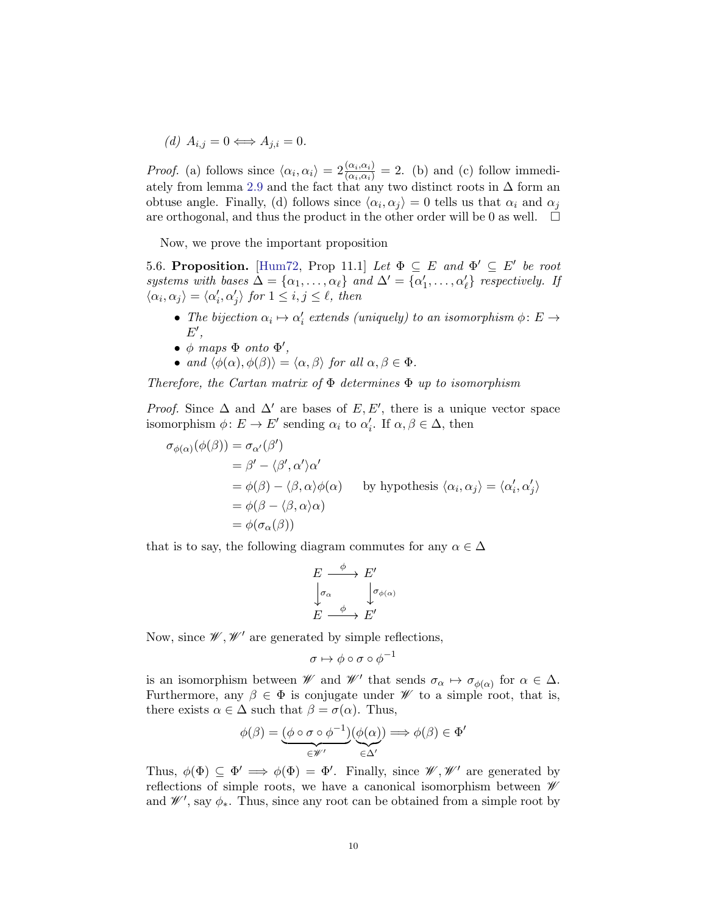*(d)* $A_{i,j} = 0 \iff A_{j,i} = 0$.

*Proof.* (a) follows since $\langle \alpha_i, \alpha_i \rangle = 2\frac{(\alpha_i,\alpha_i)}{(\alpha_i,\alpha_i)} = 2$. (b) and (c) follow immediately from lemma 2.9 and the fact that any two distinct roots in $\Delta$ form an obtuse angle. Finally, (d) follows since $\langle \alpha_i, \alpha_j \rangle = 0$ tells us that $\alpha_i$ and $\alpha_j$ are orthogonal, and thus the product in the other order will be 0 as well. $\square$

Now, we prove the important proposition

5.6. **Proposition.** [Hum72, Prop 11.1] *Let $\Phi \subseteq E$ and $\Phi' \subseteq E'$ be root systems with bases $\Delta = \{\alpha_1, \dots, \alpha_\ell\}$ and $\Delta' = \{\alpha_1', \dots, \alpha_\ell'\}$ respectively. If $\langle \alpha_i, \alpha_j \rangle = \langle \alpha_i', \alpha_j' \rangle$ for $1 \le i, j \le \ell$, then*

- *The bijection $\alpha_i \mapsto \alpha_i'$ extends (uniquely) to an isomorphism $\phi\colon E \to E'$,*
- *$\phi$ maps $\Phi$ onto $\Phi'$,*
- *and $\langle \phi(\alpha), \phi(\beta) \rangle = \langle \alpha, \beta \rangle$ for all $\alpha, \beta \in \Phi$.*

*Therefore, the Cartan matrix of $\Phi$ determines $\Phi$ up to isomorphism*

*Proof.* Since $\Delta$ and $\Delta'$ are bases of $E, E'$, there is a unique vector space isomorphism $\phi\colon E \to E'$ sending $\alpha_i$ to $\alpha_i'$. If $\alpha, \beta \in \Delta$, then

$$
\begin{aligned}
\sigma_{\phi(\alpha)}(\phi(\beta)) &= \sigma_{\alpha'}(\beta') \\
&= \beta' - \langle \beta', \alpha' \rangle \alpha' \\
&= \phi(\beta) - \langle \beta, \alpha \rangle \phi(\alpha) \qquad \text{by hypothesis } \langle \alpha_i, \alpha_j \rangle = \langle \alpha_i', \alpha_j' \rangle \\
&= \phi(\beta - \langle \beta, \alpha \rangle \alpha) \\
&= \phi(\sigma_\alpha(\beta))
\end{aligned}
$$

that is to say, the following diagram commutes for any $\alpha \in \Delta$

$$
\begin{array}{ccc}
E & \xrightarrow{\ \phi\ } & E' \\
\downarrow{\scriptstyle \sigma_\alpha} & & \downarrow{\scriptstyle \sigma_{\phi(\alpha)}} \\
E & \xrightarrow{\ \phi\ } & E'
\end{array}
$$

Now, since $\mathscr{W}, \mathscr{W}'$ are generated by simple reflections,

$$\sigma \mapsto \phi \circ \sigma \circ \phi^{-1}$$

is an isomorphism between $\mathscr{W}$ and $\mathscr{W}'$ that sends $\sigma_\alpha \mapsto \sigma_{\phi(\alpha)}$ for $\alpha \in \Delta$. Furthermore, any $\beta \in \Phi$ is conjugate under $\mathscr{W}$ to a simple root, that is, there exists $\alpha \in \Delta$ such that $\beta = \sigma(\alpha)$. Thus,

$$\phi(\beta) = \underbrace{(\phi \circ \sigma \circ \phi^{-1})}_{\in \mathscr{W}'}\underbrace{(\phi(\alpha))}_{\in \Delta'} \implies \phi(\beta) \in \Phi'$$

Thus, $\phi(\Phi) \subseteq \Phi' \implies \phi(\Phi) = \Phi'$. Finally, since $\mathscr{W}, \mathscr{W}'$ are generated by reflections of simple roots, we have a canonical isomorphism between $\mathscr{W}$ and $\mathscr{W}'$, say $\phi_*$. Thus, since any root can be obtained from a simple root by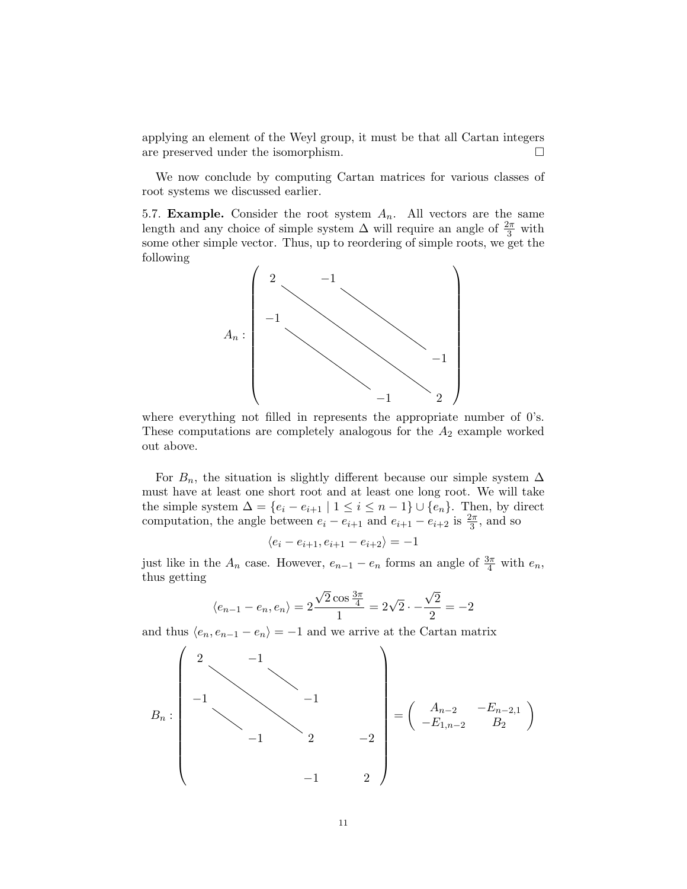applying an element of the Weyl group, it must be that all Cartan integers are preserved under the isomorphism. □

We now conclude by computing Cartan matrices for various classes of root systems we discussed earlier.

5.7. **Example.** Consider the root system $A_n$. All vectors are the same length and any choice of simple system $\Delta$ will require an angle of $\frac{2\pi}{3}$ with some other simple vector. Thus, up to reordering of simple roots, we get the following

$$A_n : \begin{pmatrix} 2 & -1 & & \\ -1 & \ddots & \ddots & \\ & \ddots & \ddots & -1 \\ & & -1 & 2 \end{pmatrix}$$

where everything not filled in represents the appropriate number of 0's. These computations are completely analogous for the $A_2$ example worked out above.

For $B_n$, the situation is slightly different because our simple system $\Delta$ must have at least one short root and at least one long root. We will take the simple system $\Delta = \{e_i - e_{i+1} \mid 1 \leq i \leq n-1\} \cup \{e_n\}$. Then, by direct computation, the angle between $e_i - e_{i+1}$ and $e_{i+1} - e_{i+2}$ is $\frac{2\pi}{3}$, and so

$$\langle e_i - e_{i+1}, e_{i+1} - e_{i+2} \rangle = -1$$

just like in the $A_n$ case. However, $e_{n-1} - e_n$ forms an angle of $\frac{3\pi}{4}$ with $e_n$, thus getting

$$\langle e_{n-1} - e_n, e_n \rangle = 2\frac{\sqrt{2}\cos\frac{3\pi}{4}}{1} = 2\sqrt{2} \cdot -\frac{\sqrt{2}}{2} = -2$$

and thus $\langle e_n, e_{n-1} - e_n \rangle = -1$ and we arrive at the Cartan matrix

$$B_n : \begin{pmatrix} 2 & -1 & & & \\ -1 & \ddots & \ddots & & \\ & \ddots & \ddots & -1 & \\ & & -1 & 2 & -2 \\ & & & -1 & 2 \end{pmatrix} = \begin{pmatrix} A_{n-2} & -E_{n-2,1} \\ -E_{1,n-2} & B_2 \end{pmatrix}$$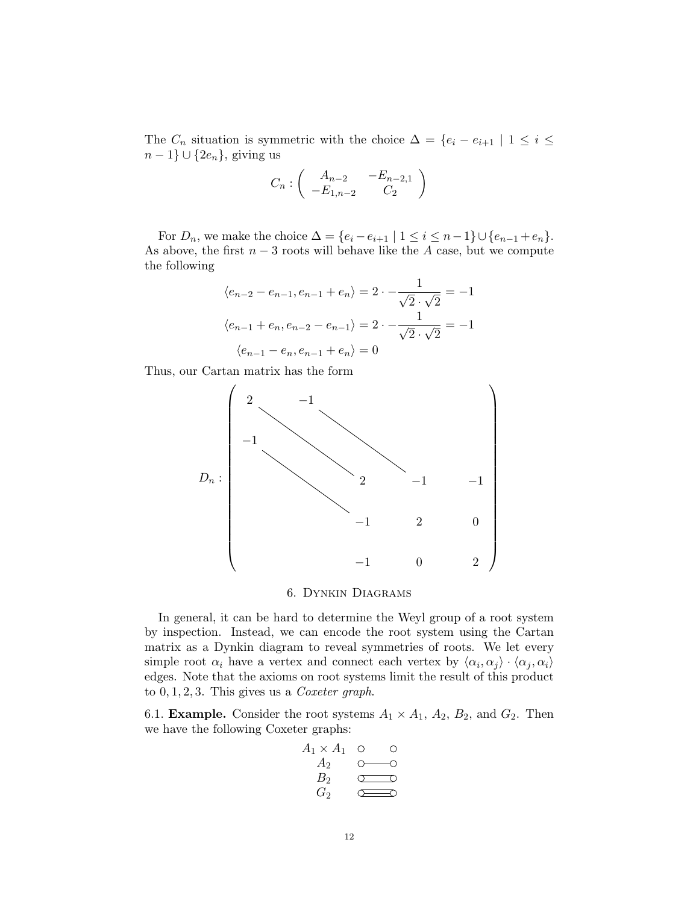The $C_n$ situation is symmetric with the choice $\Delta = \{e_i - e_{i+1} \mid 1 \leq i \leq n-1\} \cup \{2e_n\}$, giving us

$$C_n : \begin{pmatrix} A_{n-2} & -E_{n-2,1} \\ -E_{1,n-2} & C_2 \end{pmatrix}$$

For $D_n$, we make the choice $\Delta = \{e_i - e_{i+1} \mid 1 \leq i \leq n-1\} \cup \{e_{n-1} + e_n\}$. As above, the first $n-3$ roots will behave like the $A$ case, but we compute the following

$$\langle e_{n-2} - e_{n-1}, e_{n-1} + e_n \rangle = 2 \cdot -\frac{1}{\sqrt{2} \cdot \sqrt{2}} = -1$$

$$\langle e_{n-1} + e_n, e_{n-2} - e_{n-1} \rangle = 2 \cdot -\frac{1}{\sqrt{2} \cdot \sqrt{2}} = -1$$

$$\langle e_{n-1} - e_n, e_{n-1} + e_n \rangle = 0$$

Thus, our Cartan matrix has the form

$$D_n : \begin{pmatrix} 2 & -1 & & & \\ -1 & \ddots & \ddots & & \\ & \ddots & 2 & -1 & -1 \\ & & -1 & 2 & 0 \\ & & -1 & 0 & 2 \end{pmatrix}$$

## 6. Dynkin Diagrams

In general, it can be hard to determine the Weyl group of a root system by inspection. Instead, we can encode the root system using the Cartan matrix as a Dynkin diagram to reveal symmetries of roots. We let every simple root $\alpha_i$ have a vertex and connect each vertex by $\langle \alpha_i, \alpha_j \rangle \cdot \langle \alpha_j, \alpha_i \rangle$ edges. Note that the axioms on root systems limit the result of this product to $0, 1, 2, 3$. This gives us a *Coxeter graph*.

6.1. **Example.** Consider the root systems $A_1 \times A_1$, $A_2$, $B_2$, and $G_2$. Then we have the following Coxeter graphs:

$A_1 \times A_1$ ○ ○

$A_2$ ○—○

$B_2$ ○=○

$G_2$ ○≡○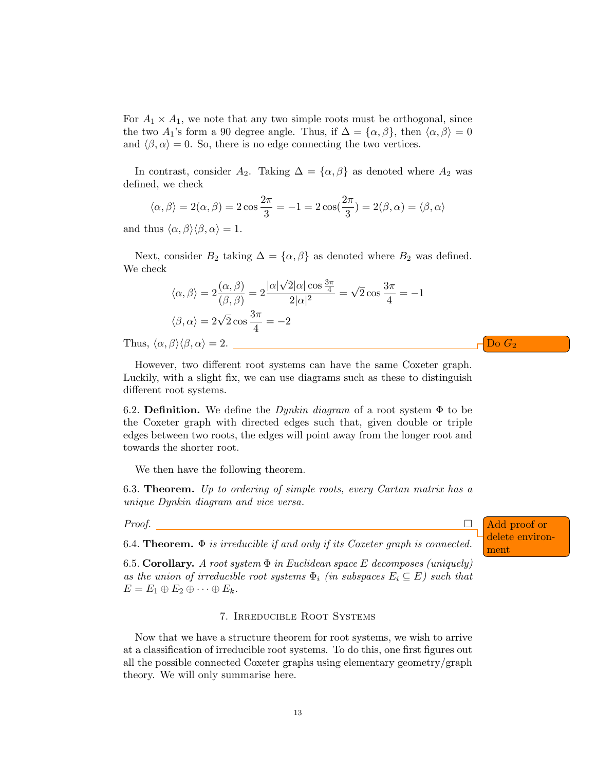For $A_1 \times A_1$, we note that any two simple roots must be orthogonal, since the two $A_1$'s form a 90 degree angle. Thus, if $\Delta = \{\alpha, \beta\}$, then $\langle \alpha, \beta \rangle = 0$ and $\langle \beta, \alpha \rangle = 0$. So, there is no edge connecting the two vertices.

In contrast, consider $A_2$. Taking $\Delta = \{\alpha, \beta\}$ as denoted where $A_2$ was defined, we check

$$\langle \alpha, \beta \rangle = 2(\alpha, \beta) = 2\cos\frac{2\pi}{3} = -1 = 2\cos(\frac{2\pi}{3}) = 2(\beta, \alpha) = \langle \beta, \alpha \rangle$$

and thus $\langle \alpha, \beta \rangle \langle \beta, \alpha \rangle = 1$.

Next, consider $B_2$ taking $\Delta = \{\alpha, \beta\}$ as denoted where $B_2$ was defined. We check

$$\langle \alpha, \beta \rangle = 2\frac{(\alpha, \beta)}{(\beta, \beta)} = 2\frac{|\alpha|\sqrt{2}|\alpha|\cos\frac{3\pi}{4}}{2|\alpha|^2} = \sqrt{2}\cos\frac{3\pi}{4} = -1$$

$$\langle \beta, \alpha \rangle = 2\sqrt{2}\cos\frac{3\pi}{4} = -2$$

Thus, $\langle \alpha, \beta \rangle \langle \beta, \alpha \rangle = 2$.

Do $G_2$

However, two different root systems can have the same Coxeter graph. Luckily, with a slight fix, we can use diagrams such as these to distinguish different root systems.

6.2. **Definition.** We define the *Dynkin diagram* of a root system $\Phi$ to be the Coxeter graph with directed edges such that, given double or triple edges between two roots, the edges will point away from the longer root and towards the shorter root.

We then have the following theorem.

6.3. **Theorem.** *Up to ordering of simple roots, every Cartan matrix has a unique Dynkin diagram and vice versa.*

*Proof.* □

Add proof or delete environment

6.4. **Theorem.** $\Phi$ *is irreducible if and only if its Coxeter graph is connected.*

6.5. **Corollary.** *A root system* $\Phi$ *in Euclidean space* $E$ *decomposes (uniquely) as the union of irreducible root systems* $\Phi_i$ *(in subspaces* $E_i \subseteq E$*) such that* $E = E_1 \oplus E_2 \oplus \cdots \oplus E_k$.

## 7. Irreducible Root Systems

Now that we have a structure theorem for root systems, we wish to arrive at a classification of irreducible root systems. To do this, one first figures out all the possible connected Coxeter graphs using elementary geometry/graph theory. We will only summarise here.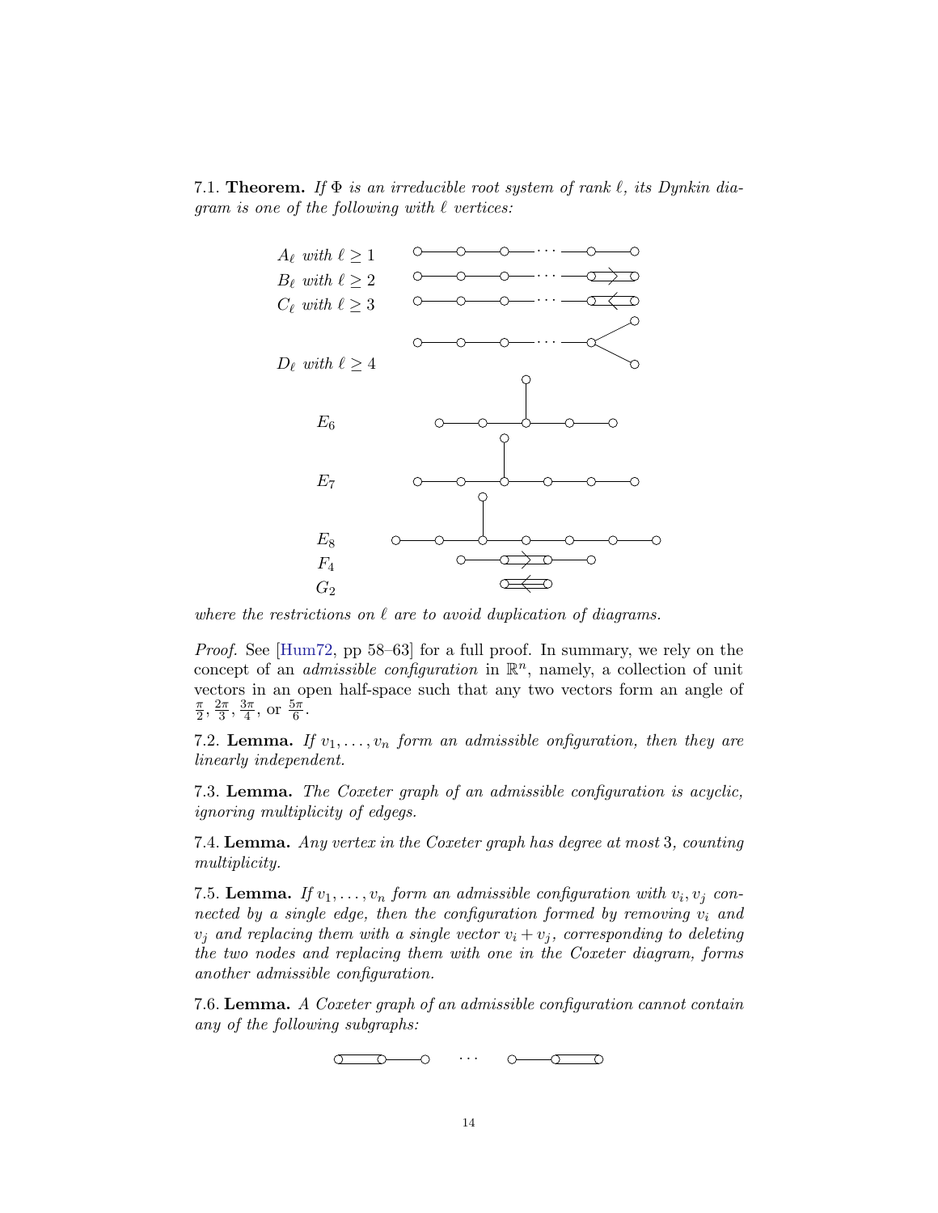7.1. **Theorem.** *If $\Phi$ is an irreducible root system of rank $\ell$, its Dynkin diagram is one of the following with $\ell$ vertices:*

$A_\ell$ *with* $\ell \geq 1$

$B_\ell$ *with* $\ell \geq 2$

$C_\ell$ *with* $\ell \geq 3$

$D_\ell$ *with* $\ell \geq 4$

$E_6$

$E_7$

$E_8$

$F_4$

$G_2$

*where the restrictions on $\ell$ are to avoid duplication of diagrams.*

*Proof.* See [Hum72, pp 58–63] for a full proof. In summary, we rely on the concept of an *admissible configuration* in $\mathbb{R}^n$, namely, a collection of unit vectors in an open half-space such that any two vectors form an angle of $\frac{\pi}{2}$, $\frac{2\pi}{3}$, $\frac{3\pi}{4}$, or $\frac{5\pi}{6}$.

7.2. **Lemma.** *If $v_1, \ldots, v_n$ form an admissible onfiguration, then they are linearly independent.*

7.3. **Lemma.** *The Coxeter graph of an admissible configuration is acyclic, ignoring multiplicity of edgegs.*

7.4. **Lemma.** *Any vertex in the Coxeter graph has degree at most* 3*, counting multiplicity.*

7.5. **Lemma.** *If $v_1, \ldots, v_n$ form an admissible configuration with $v_i, v_j$ connected by a single edge, then the configuration formed by removing $v_i$ and $v_j$ and replacing them with a single vector $v_i + v_j$, corresponding to deleting the two nodes and replacing them with one in the Coxeter diagram, forms another admissible configuration.*

7.6. **Lemma.** *A Coxeter graph of an admissible configuration cannot contain any of the following subgraphs:*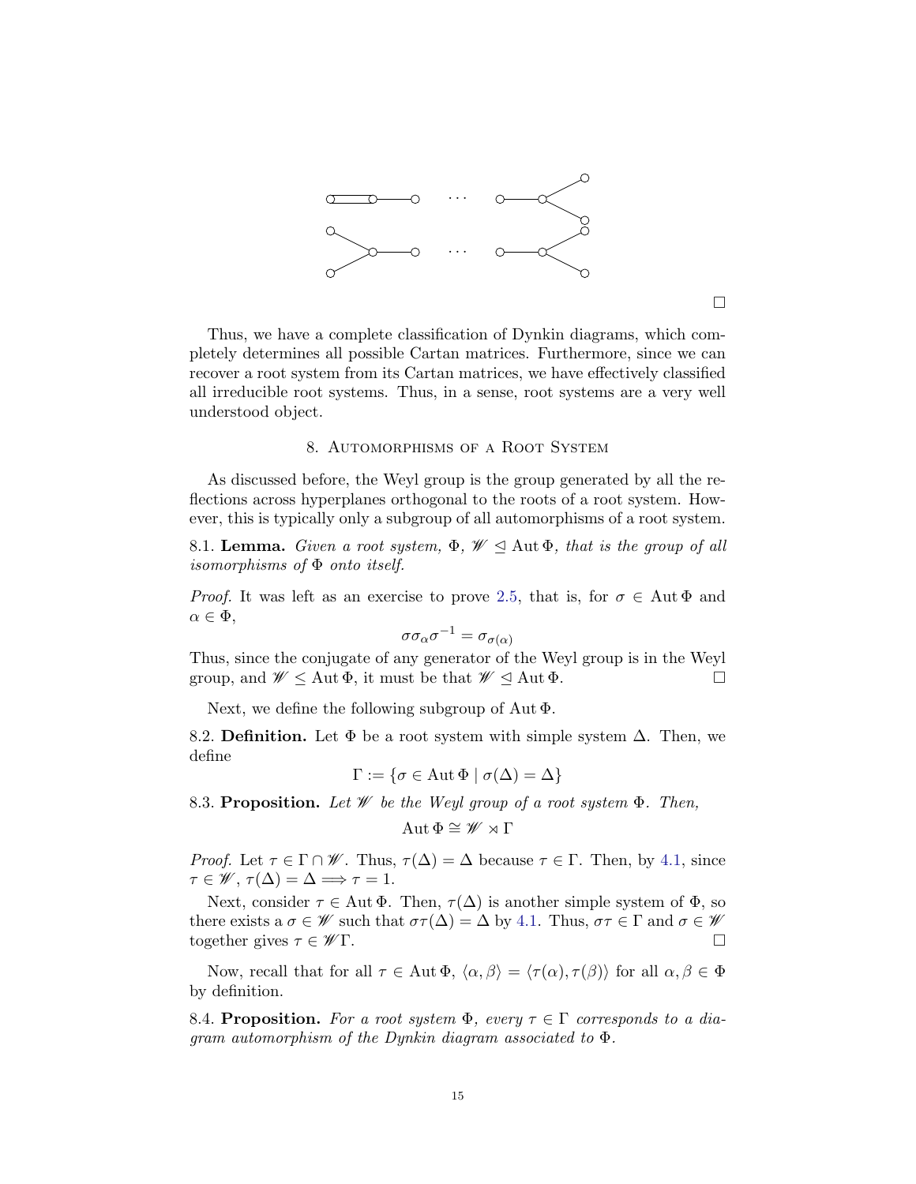□

Thus, we have a complete classification of Dynkin diagrams, which completely determines all possible Cartan matrices. Furthermore, since we can recover a root system from its Cartan matrices, we have effectively classified all irreducible root systems. Thus, in a sense, root systems are a very well understood object.

## 8. Automorphisms of a Root System

As discussed before, the Weyl group is the group generated by all the reflections across hyperplanes orthogonal to the roots of a root system. However, this is typically only a subgroup of all automorphisms of a root system.

8.1. **Lemma.** *Given a root system, $\Phi$, $\mathscr{W} \trianglelefteq \operatorname{Aut}\Phi$, that is the group of all isomorphisms of $\Phi$ onto itself.*

*Proof.* It was left as an exercise to prove 2.5, that is, for $\sigma \in \operatorname{Aut}\Phi$ and $\alpha \in \Phi$,

$$\sigma\sigma_\alpha\sigma^{-1} = \sigma_{\sigma(\alpha)}$$

Thus, since the conjugate of any generator of the Weyl group is in the Weyl group, and $\mathscr{W} \leq \operatorname{Aut}\Phi$, it must be that $\mathscr{W} \trianglelefteq \operatorname{Aut}\Phi$. □

Next, we define the following subgroup of $\operatorname{Aut}\Phi$.

8.2. **Definition.** Let $\Phi$ be a root system with simple system $\Delta$. Then, we define

$$\Gamma := \{\sigma \in \operatorname{Aut}\Phi \mid \sigma(\Delta) = \Delta\}$$

8.3. **Proposition.** *Let $\mathscr{W}$ be the Weyl group of a root system $\Phi$. Then,*

$$\operatorname{Aut}\Phi \cong \mathscr{W} \rtimes \Gamma$$

*Proof.* Let $\tau \in \Gamma \cap \mathscr{W}$. Thus, $\tau(\Delta) = \Delta$ because $\tau \in \Gamma$. Then, by 4.1, since $\tau \in \mathscr{W}$, $\tau(\Delta) = \Delta \Longrightarrow \tau = 1$.

Next, consider $\tau \in \operatorname{Aut}\Phi$. Then, $\tau(\Delta)$ is another simple system of $\Phi$, so there exists a $\sigma \in \mathscr{W}$ such that $\sigma\tau(\Delta) = \Delta$ by 4.1. Thus, $\sigma\tau \in \Gamma$ and $\sigma \in \mathscr{W}$ together gives $\tau \in \mathscr{W}\Gamma$. □

Now, recall that for all $\tau \in \operatorname{Aut}\Phi$, $\langle \alpha, \beta \rangle = \langle \tau(\alpha), \tau(\beta) \rangle$ for all $\alpha, \beta \in \Phi$ by definition.

8.4. **Proposition.** *For a root system $\Phi$, every $\tau \in \Gamma$ corresponds to a diagram automorphism of the Dynkin diagram associated to $\Phi$.*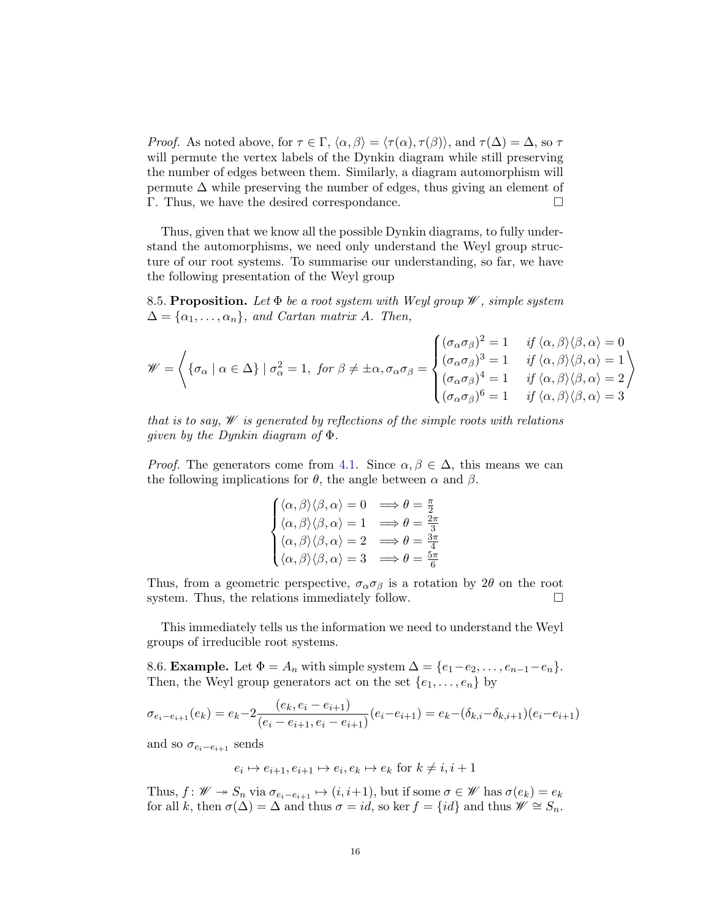*Proof.* As noted above, for $\tau \in \Gamma$, $\langle \alpha, \beta \rangle = \langle \tau(\alpha), \tau(\beta) \rangle$, and $\tau(\Delta) = \Delta$, so $\tau$ will permute the vertex labels of the Dynkin diagram while still preserving the number of edges between them. Similarly, a diagram automorphism will permute $\Delta$ while preserving the number of edges, thus giving an element of $\Gamma$. Thus, we have the desired correspondance. $\square$

Thus, given that we know all the possible Dynkin diagrams, to fully understand the automorphisms, we need only understand the Weyl group structure of our root systems. To summarise our understanding, so far, we have the following presentation of the Weyl group

8.5. **Proposition.** *Let $\Phi$ be a root system with Weyl group $\mathscr{W}$, simple system $\Delta = \{\alpha_1, \dots, \alpha_n\}$, and Cartan matrix $A$. Then,*

$$\mathscr{W} = \left\langle \{\sigma_\alpha \mid \alpha \in \Delta\} \mid \sigma_\alpha^2 = 1, \text{ for } \beta \neq \pm\alpha, \sigma_\alpha\sigma_\beta = \begin{cases} (\sigma_\alpha\sigma_\beta)^2 = 1 & \text{if } \langle \alpha, \beta \rangle \langle \beta, \alpha \rangle = 0 \\ (\sigma_\alpha\sigma_\beta)^3 = 1 & \text{if } \langle \alpha, \beta \rangle \langle \beta, \alpha \rangle = 1 \\ (\sigma_\alpha\sigma_\beta)^4 = 1 & \text{if } \langle \alpha, \beta \rangle \langle \beta, \alpha \rangle = 2 \\ (\sigma_\alpha\sigma_\beta)^6 = 1 & \text{if } \langle \alpha, \beta \rangle \langle \beta, \alpha \rangle = 3 \end{cases} \right\rangle$$

*that is to say, $\mathscr{W}$ is generated by reflections of the simple roots with relations given by the Dynkin diagram of $\Phi$.*

*Proof.* The generators come from 4.1. Since $\alpha, \beta \in \Delta$, this means we can the following implications for $\theta$, the angle between $\alpha$ and $\beta$.

$$\begin{cases} \langle \alpha, \beta \rangle \langle \beta, \alpha \rangle = 0 & \implies \theta = \frac{\pi}{2} \\ \langle \alpha, \beta \rangle \langle \beta, \alpha \rangle = 1 & \implies \theta = \frac{2\pi}{3} \\ \langle \alpha, \beta \rangle \langle \beta, \alpha \rangle = 2 & \implies \theta = \frac{3\pi}{4} \\ \langle \alpha, \beta \rangle \langle \beta, \alpha \rangle = 3 & \implies \theta = \frac{5\pi}{6} \end{cases}$$

Thus, from a geometric perspective, $\sigma_\alpha\sigma_\beta$ is a rotation by $2\theta$ on the root system. Thus, the relations immediately follow. $\square$

This immediately tells us the information we need to understand the Weyl groups of irreducible root systems.

8.6. **Example.** Let $\Phi = A_n$ with simple system $\Delta = \{e_1 - e_2, \dots, e_{n-1} - e_n\}$. Then, the Weyl group generators act on the set $\{e_1, \dots, e_n\}$ by

$$\sigma_{e_i - e_{i+1}}(e_k) = e_k - 2\frac{(e_k, e_i - e_{i+1})}{(e_i - e_{i+1}, e_i - e_{i+1})}(e_i - e_{i+1}) = e_k - (\delta_{k,i} - \delta_{k,i+1})(e_i - e_{i+1})$$

and so $\sigma_{e_i - e_{i+1}}$ sends

$$e_i \mapsto e_{i+1}, e_{i+1} \mapsto e_i, e_k \mapsto e_k \text{ for } k \neq i, i+1$$

Thus, $f \colon \mathscr{W} \twoheadrightarrow S_n$ via $\sigma_{e_i - e_{i+1}} \mapsto (i, i+1)$, but if some $\sigma \in \mathscr{W}$ has $\sigma(e_k) = e_k$ for all $k$, then $\sigma(\Delta) = \Delta$ and thus $\sigma = id$, so $\ker f = \{id\}$ and thus $\mathscr{W} \cong S_n$.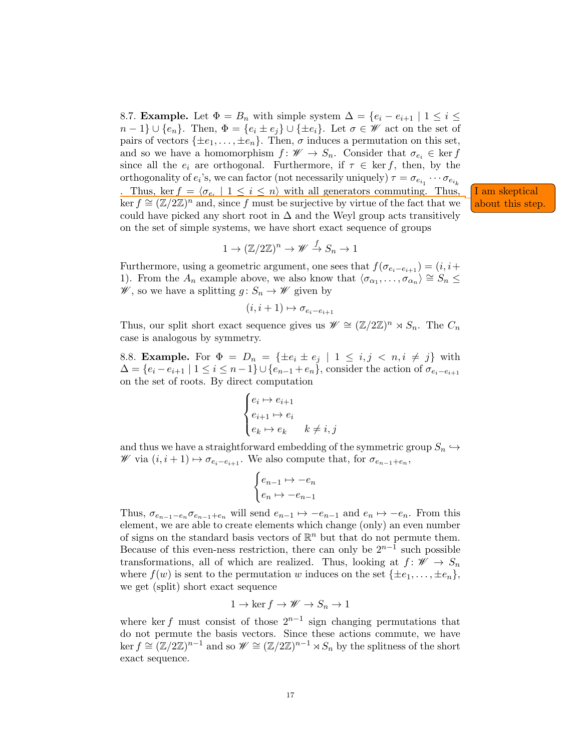8.7. **Example.** Let $\Phi = B_n$ with simple system $\Delta = \{e_i - e_{i+1} \mid 1 \leq i \leq n-1\} \cup \{e_n\}$. Then, $\Phi = \{e_i \pm e_j\} \cup \{\pm e_i\}$. Let $\sigma \in \mathscr{W}$ act on the set of pairs of vectors $\{\pm e_1, \ldots, \pm e_n\}$. Then, $\sigma$ induces a permutation on this set, and so we have a homomorphism $f\colon \mathscr{W} \to S_n$. Consider that $\sigma_{e_i} \in \ker f$ since all the $e_i$ are orthogonal. Furthermore, if $\tau \in \ker f$, then, by the orthogonality of $e_i$'s, we can factor (not necessarily uniquely) $\tau = \sigma_{e_{i_1}} \cdots \sigma_{e_{i_k}}$. Thus, $\ker f = \langle \sigma_{e_i} \mid 1 \leq i \leq n \rangle$ with all generators commuting. Thus, $\ker f \cong (\mathbb{Z}/2\mathbb{Z})^n$ and, since $f$ must be surjective by virtue of the fact that we could have picked any short root in $\Delta$ and the Weyl group acts transitively on the set of simple systems, we have short exact sequence of groups

I am skeptical about this step.

$$1 \to (\mathbb{Z}/2\mathbb{Z})^n \to \mathscr{W} \xrightarrow{f} S_n \to 1$$

Furthermore, using a geometric argument, one sees that $f(\sigma_{e_i - e_{i+1}}) = (i, i+1)$. From the $A_n$ example above, we also know that $\langle \sigma_{\alpha_1}, \ldots, \sigma_{\alpha_n} \rangle \cong S_n \leq \mathscr{W}$, so we have a splitting $g\colon S_n \to \mathscr{W}$ given by

$$(i, i+1) \mapsto \sigma_{e_i - e_{i+1}}$$

Thus, our split short exact sequence gives us $\mathscr{W} \cong (\mathbb{Z}/2\mathbb{Z})^n \rtimes S_n$. The $C_n$ case is analogous by symmetry.

8.8. **Example.** For $\Phi = D_n = \{\pm e_i \pm e_j \mid 1 \leq i, j < n, i \neq j\}$ with $\Delta = \{e_i - e_{i+1} \mid 1 \leq i \leq n-1\} \cup \{e_{n-1} + e_n\}$, consider the action of $\sigma_{e_i - e_{i+1}}$ on the set of roots. By direct computation

$$\begin{cases} e_i \mapsto e_{i+1} \\ e_{i+1} \mapsto e_i \\ e_k \mapsto e_k \qquad k \neq i, j \end{cases}$$

and thus we have a straightforward embedding of the symmetric group $S_n \hookrightarrow \mathscr{W}$ via $(i, i+1) \mapsto \sigma_{e_i - e_{i+1}}$. We also compute that, for $\sigma_{e_{n-1} + e_n}$,

$$\begin{cases} e_{n-1} \mapsto -e_n \\ e_n \mapsto -e_{n-1} \end{cases}$$

Thus, $\sigma_{e_{n-1} - e_n} \sigma_{e_{n-1} + e_n}$ will send $e_{n-1} \mapsto -e_{n-1}$ and $e_n \mapsto -e_n$. From this element, we are able to create elements which change (only) an even number of signs on the standard basis vectors of $\mathbb{R}^n$ but that do not permute them. Because of this even-ness restriction, there can only be $2^{n-1}$ such possible transformations, all of which are realized. Thus, looking at $f\colon \mathscr{W} \to S_n$ where $f(w)$ is sent to the permutation $w$ induces on the set $\{\pm e_1, \ldots, \pm e_n\}$, we get (split) short exact sequence

$$1 \to \ker f \to \mathscr{W} \to S_n \to 1$$

where $\ker f$ must consist of those $2^{n-1}$ sign changing permutations that do not permute the basis vectors. Since these actions commute, we have $\ker f \cong (\mathbb{Z}/2\mathbb{Z})^{n-1}$ and so $\mathscr{W} \cong (\mathbb{Z}/2\mathbb{Z})^{n-1} \rtimes S_n$ by the splitness of the short exact sequence.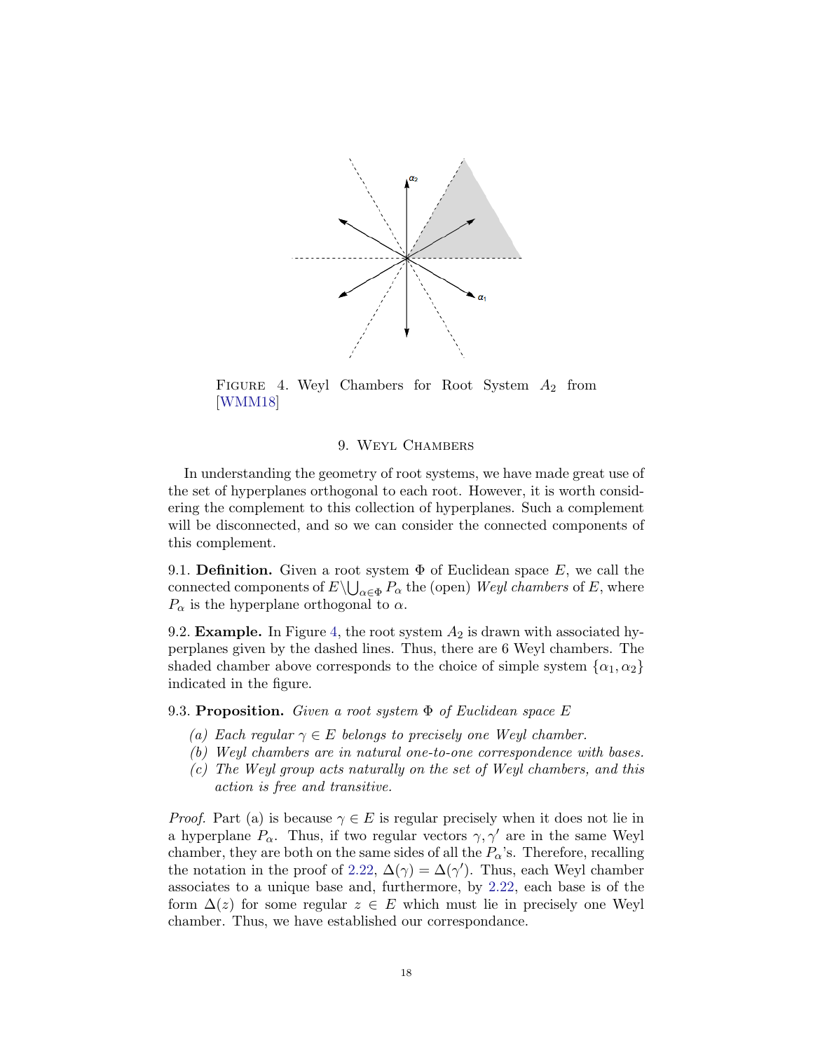FIGURE 4. Weyl Chambers for Root System $A_2$ from [WMM18]

## 9. Weyl Chambers

In understanding the geometry of root systems, we have made great use of the set of hyperplanes orthogonal to each root. However, it is worth considering the complement to this collection of hyperplanes. Such a complement will be disconnected, and so we can consider the connected components of this complement.

9.1. **Definition.** Given a root system $\Phi$ of Euclidean space $E$, we call the connected components of $E \backslash \bigcup_{\alpha \in \Phi} P_\alpha$ the (open) *Weyl chambers* of $E$, where $P_\alpha$ is the hyperplane orthogonal to $\alpha$.

9.2. **Example.** In Figure 4, the root system $A_2$ is drawn with associated hyperplanes given by the dashed lines. Thus, there are 6 Weyl chambers. The shaded chamber above corresponds to the choice of simple system $\{\alpha_1, \alpha_2\}$ indicated in the figure.

9.3. **Proposition.** *Given a root system $\Phi$ of Euclidean space $E$*

*(a) Each regular $\gamma \in E$ belongs to precisely one Weyl chamber.*
*(b) Weyl chambers are in natural one-to-one correspondence with bases.*
*(c) The Weyl group acts naturally on the set of Weyl chambers, and this action is free and transitive.*

*Proof.* Part (a) is because $\gamma \in E$ is regular precisely when it does not lie in a hyperplane $P_\alpha$. Thus, if two regular vectors $\gamma, \gamma'$ are in the same Weyl chamber, they are both on the same sides of all the $P_\alpha$'s. Therefore, recalling the notation in the proof of 2.22, $\Delta(\gamma) = \Delta(\gamma')$. Thus, each Weyl chamber associates to a unique base and, furthermore, by 2.22, each base is of the form $\Delta(z)$ for some regular $z \in E$ which must lie in precisely one Weyl chamber. Thus, we have established our correspondance.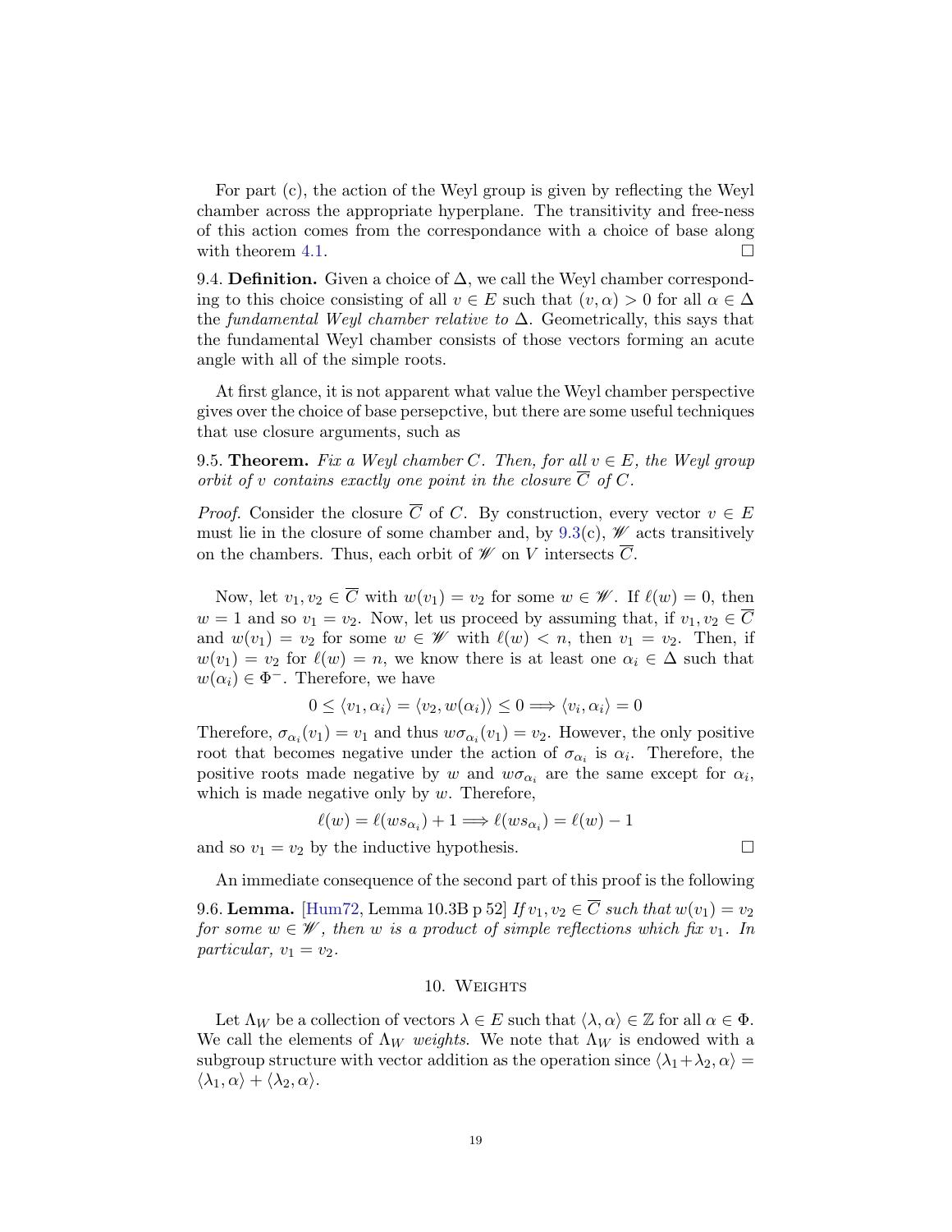For part (c), the action of the Weyl group is given by reflecting the Weyl chamber across the appropriate hyperplane. The transitivity and free-ness of this action comes from the correspondance with a choice of base along with theorem 4.1. ☐

9.4. **Definition.** Given a choice of $\Delta$, we call the Weyl chamber corresponding to this choice consisting of all $v \in E$ such that $(v, \alpha) > 0$ for all $\alpha \in \Delta$ the *fundamental Weyl chamber relative to* $\Delta$. Geometrically, this says that the fundamental Weyl chamber consists of those vectors forming an acute angle with all of the simple roots.

At first glance, it is not apparent what value the Weyl chamber perspective gives over the choice of base persepctive, but there are some useful techniques that use closure arguments, such as

9.5. **Theorem.** *Fix a Weyl chamber $C$. Then, for all $v \in E$, the Weyl group orbit of $v$ contains exactly one point in the closure $\overline{C}$ of $C$.*

*Proof.* Consider the closure $\overline{C}$ of $C$. By construction, every vector $v \in E$ must lie in the closure of some chamber and, by 9.3(c), $\mathscr{W}$ acts transitively on the chambers. Thus, each orbit of $\mathscr{W}$ on $V$ intersects $\overline{C}$.

Now, let $v_1, v_2 \in \overline{C}$ with $w(v_1) = v_2$ for some $w \in \mathscr{W}$. If $\ell(w) = 0$, then $w = 1$ and so $v_1 = v_2$. Now, let us proceed by assuming that, if $v_1, v_2 \in \overline{C}$ and $w(v_1) = v_2$ for some $w \in \mathscr{W}$ with $\ell(w) < n$, then $v_1 = v_2$. Then, if $w(v_1) = v_2$ for $\ell(w) = n$, we know there is at least one $\alpha_i \in \Delta$ such that $w(\alpha_i) \in \Phi^-$. Therefore, we have

$$0 \leq \langle v_1, \alpha_i \rangle = \langle v_2, w(\alpha_i) \rangle \leq 0 \Longrightarrow \langle v_i, \alpha_i \rangle = 0$$

Therefore, $\sigma_{\alpha_i}(v_1) = v_1$ and thus $w\sigma_{\alpha_i}(v_1) = v_2$. However, the only positive root that becomes negative under the action of $\sigma_{\alpha_i}$ is $\alpha_i$. Therefore, the positive roots made negative by $w$ and $w\sigma_{\alpha_i}$ are the same except for $\alpha_i$, which is made negative only by $w$. Therefore,

$$\ell(w) = \ell(ws_{\alpha_i}) + 1 \Longrightarrow \ell(ws_{\alpha_i}) = \ell(w) - 1$$

and so $v_1 = v_2$ by the inductive hypothesis. ☐

An immediate consequence of the second part of this proof is the following

9.6. **Lemma.** [Hum72, Lemma 10.3B p 52] *If $v_1, v_2 \in \overline{C}$ such that $w(v_1) = v_2$ for some $w \in \mathscr{W}$, then $w$ is a product of simple reflections which fix $v_1$. In particular, $v_1 = v_2$.*

## 10. Weights

Let $\Lambda_W$ be a collection of vectors $\lambda \in E$ such that $\langle \lambda, \alpha \rangle \in \mathbb{Z}$ for all $\alpha \in \Phi$. We call the elements of $\Lambda_W$ *weights*. We note that $\Lambda_W$ is endowed with a subgroup structure with vector addition as the operation since $\langle \lambda_1 + \lambda_2, \alpha \rangle = \langle \lambda_1, \alpha \rangle + \langle \lambda_2, \alpha \rangle$.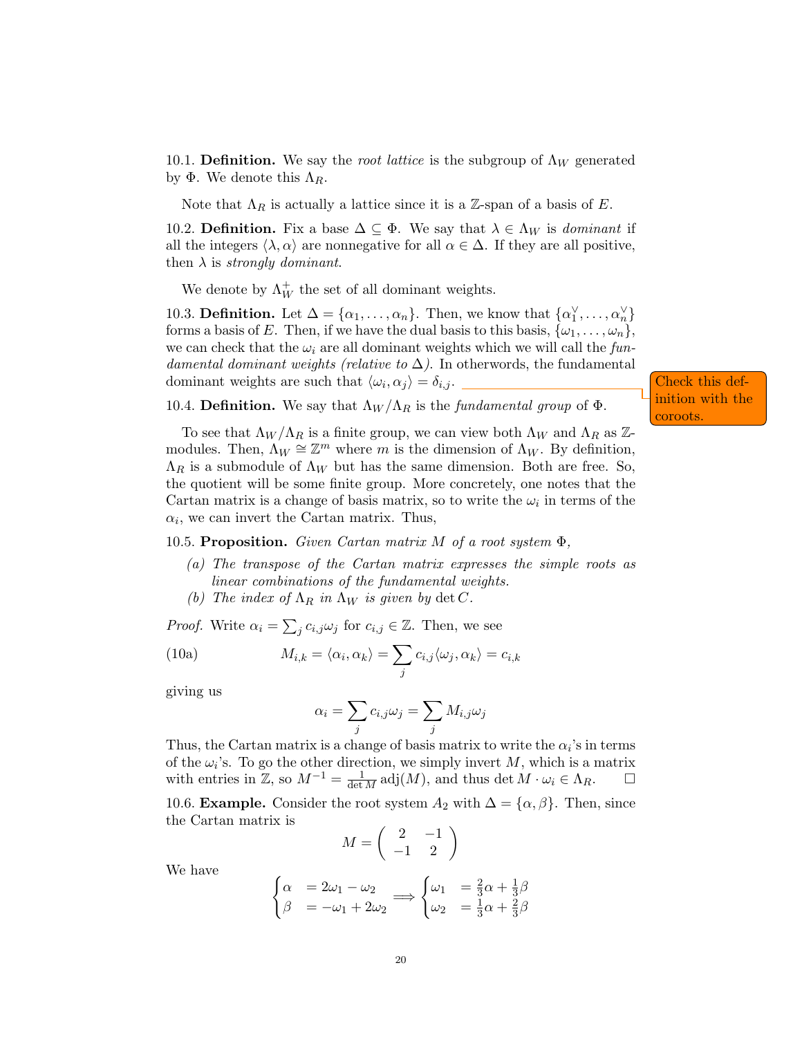10.1. **Definition.** We say the *root lattice* is the subgroup of $\Lambda_W$ generated by $\Phi$. We denote this $\Lambda_R$.

Note that $\Lambda_R$ is actually a lattice since it is a $\mathbb{Z}$-span of a basis of $E$.

10.2. **Definition.** Fix a base $\Delta \subseteq \Phi$. We say that $\lambda \in \Lambda_W$ is *dominant* if all the integers $\langle \lambda, \alpha \rangle$ are nonnegative for all $\alpha \in \Delta$. If they are all positive, then $\lambda$ is *strongly dominant*.

We denote by $\Lambda_W^+$ the set of all dominant weights.

10.3. **Definition.** Let $\Delta = \{\alpha_1, \dots, \alpha_n\}$. Then, we know that $\{\alpha_1^\vee, \dots, \alpha_n^\vee\}$ forms a basis of $E$. Then, if we have the dual basis to this basis, $\{\omega_1, \dots, \omega_n\}$, we can check that the $\omega_i$ are all dominant weights which we will call the *fundamental dominant weights (relative to $\Delta$)*. In otherwords, the fundamental dominant weights are such that $\langle \omega_i, \alpha_j \rangle = \delta_{i,j}$.

Check this definition with the coroots.

10.4. **Definition.** We say that $\Lambda_W / \Lambda_R$ is the *fundamental group* of $\Phi$.

To see that $\Lambda_W / \Lambda_R$ is a finite group, we can view both $\Lambda_W$ and $\Lambda_R$ as $\mathbb{Z}$-modules. Then, $\Lambda_W \cong \mathbb{Z}^m$ where $m$ is the dimension of $\Lambda_W$. By definition, $\Lambda_R$ is a submodule of $\Lambda_W$ but has the same dimension. Both are free. So, the quotient will be some finite group. More concretely, one notes that the Cartan matrix is a change of basis matrix, so to write the $\omega_i$ in terms of the $\alpha_i$, we can invert the Cartan matrix. Thus,

10.5. **Proposition.** *Given Cartan matrix $M$ of a root system $\Phi$,*

*(a) The transpose of the Cartan matrix expresses the simple roots as linear combinations of the fundamental weights.*
*(b) The index of $\Lambda_R$ in $\Lambda_W$ is given by $\det C$.*

*Proof.* Write $\alpha_i = \sum_j c_{i,j} \omega_j$ for $c_{i,j} \in \mathbb{Z}$. Then, we see

$$M_{i,k} = \langle \alpha_i, \alpha_k \rangle = \sum_j c_{i,j} \langle \omega_j, \alpha_k \rangle = c_{i,k} \tag{10a}$$

giving us

$$\alpha_i = \sum_j c_{i,j} \omega_j = \sum_j M_{i,j} \omega_j$$

Thus, the Cartan matrix is a change of basis matrix to write the $\alpha_i$'s in terms of the $\omega_i$'s. To go the other direction, we simply invert $M$, which is a matrix with entries in $\mathbb{Z}$, so $M^{-1} = \frac{1}{\det M} \operatorname{adj}(M)$, and thus $\det M \cdot \omega_i \in \Lambda_R$. $\square$

10.6. **Example.** Consider the root system $A_2$ with $\Delta = \{\alpha, \beta\}$. Then, since the Cartan matrix is

$$M = \begin{pmatrix} 2 & -1 \\ -1 & 2 \end{pmatrix}$$

We have

$$\begin{cases} \alpha &= 2\omega_1 - \omega_2 \\ \beta &= -\omega_1 + 2\omega_2 \end{cases} \implies \begin{cases} \omega_1 &= \frac{2}{3}\alpha + \frac{1}{3}\beta \\ \omega_2 &= \frac{1}{3}\alpha + \frac{2}{3}\beta \end{cases}$$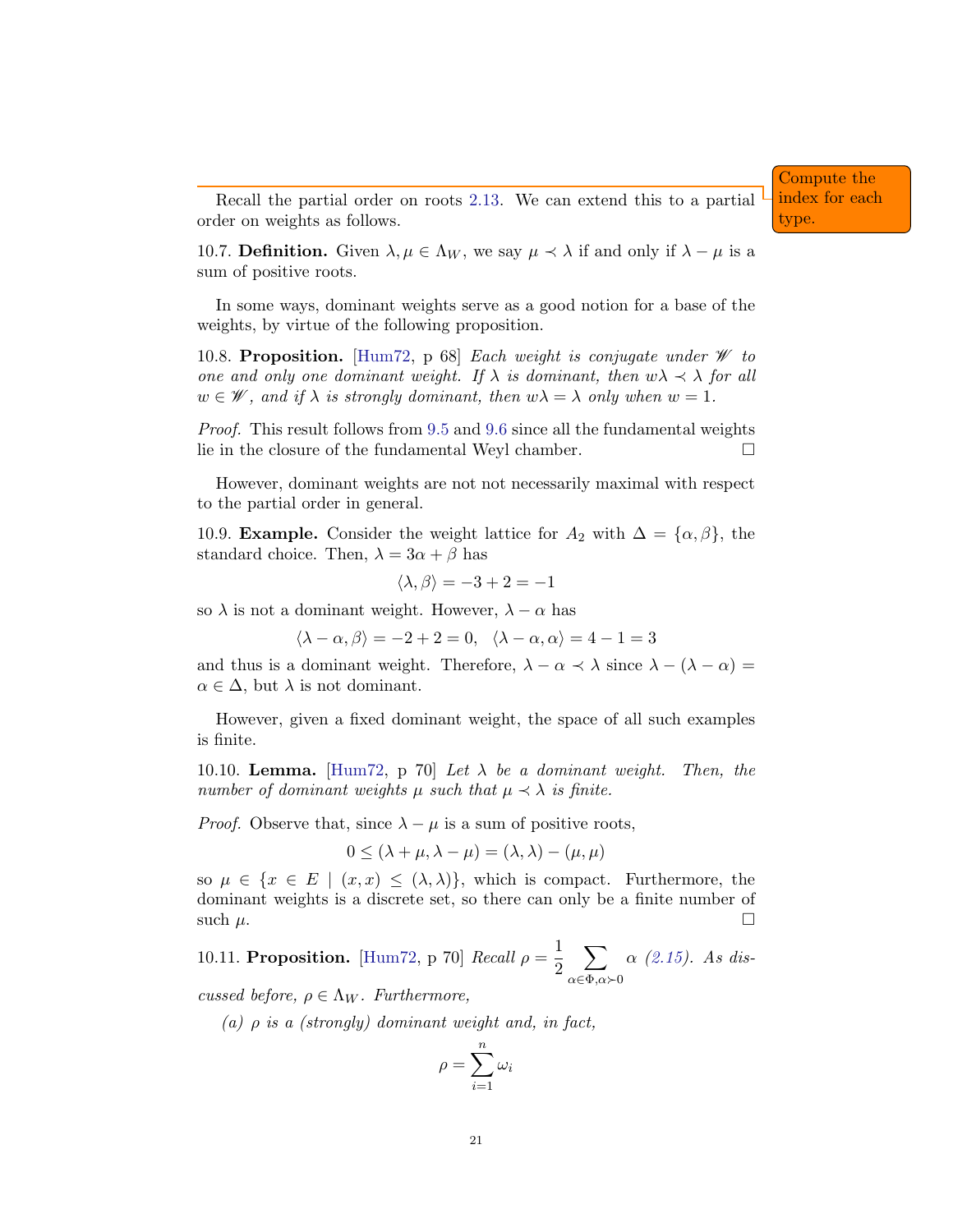Compute the index for each type.

Recall the partial order on roots 2.13. We can extend this to a partial order on weights as follows.

**10.7. Definition.** Given $\lambda, \mu \in \Lambda_W$, we say $\mu \prec \lambda$ if and only if $\lambda - \mu$ is a sum of positive roots.

In some ways, dominant weights serve as a good notion for a base of the weights, by virtue of the following proposition.

**10.8. Proposition.** [Hum72, p 68] *Each weight is conjugate under $\mathscr{W}$ to one and only one dominant weight. If $\lambda$ is dominant, then $w\lambda \prec \lambda$ for all $w \in \mathscr{W}$, and if $\lambda$ is strongly dominant, then $w\lambda = \lambda$ only when $w = 1$.*

*Proof.* This result follows from 9.5 and 9.6 since all the fundamental weights lie in the closure of the fundamental Weyl chamber. ☐

However, dominant weights are not not necessarily maximal with respect to the partial order in general.

**10.9. Example.** Consider the weight lattice for $A_2$ with $\Delta = \{\alpha, \beta\}$, the standard choice. Then, $\lambda = 3\alpha + \beta$ has

$$\langle \lambda, \beta \rangle = -3 + 2 = -1$$

so $\lambda$ is not a dominant weight. However, $\lambda - \alpha$ has

$$\langle \lambda - \alpha, \beta \rangle = -2 + 2 = 0, \quad \langle \lambda - \alpha, \alpha \rangle = 4 - 1 = 3$$

and thus is a dominant weight. Therefore, $\lambda - \alpha \prec \lambda$ since $\lambda - (\lambda - \alpha) = \alpha \in \Delta$, but $\lambda$ is not dominant.

However, given a fixed dominant weight, the space of all such examples is finite.

**10.10. Lemma.** [Hum72, p 70] *Let $\lambda$ be a dominant weight. Then, the number of dominant weights $\mu$ such that $\mu \prec \lambda$ is finite.*

*Proof.* Observe that, since $\lambda - \mu$ is a sum of positive roots,

$$0 \leq (\lambda + \mu, \lambda - \mu) = (\lambda, \lambda) - (\mu, \mu)$$

so $\mu \in \{x \in E \mid (x, x) \leq (\lambda, \lambda)\}$, which is compact. Furthermore, the dominant weights is a discrete set, so there can only be a finite number of such $\mu$. ☐

**10.11. Proposition.** [Hum72, p 70] *Recall $\rho = \dfrac{1}{2} \displaystyle\sum_{\alpha \in \Phi, \alpha \succ 0} \alpha$ (2.15). As discussed before, $\rho \in \Lambda_W$. Furthermore,*

*(a) $\rho$ is a (strongly) dominant weight and, in fact,*

$$\rho = \sum_{i=1}^{n} \omega_i$$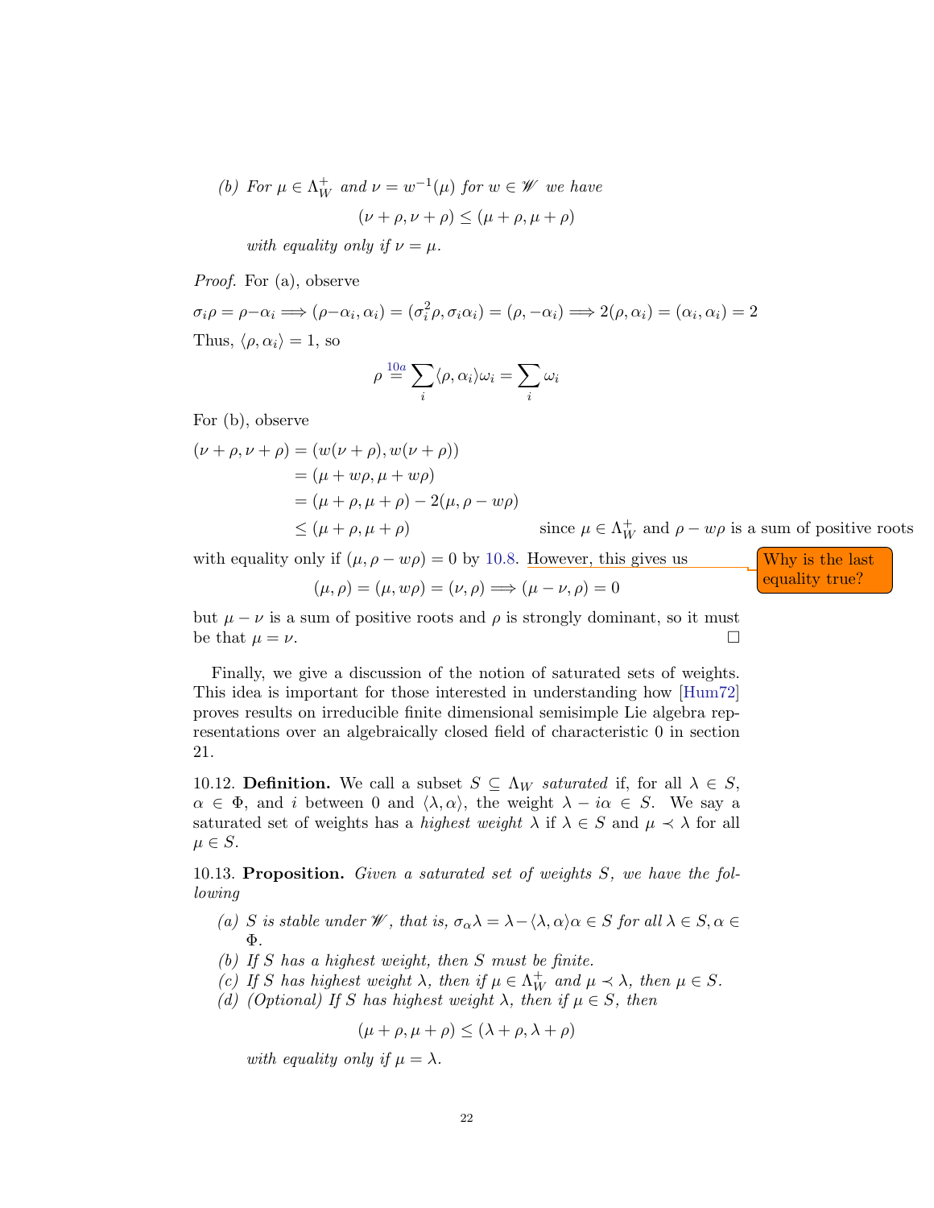*(b) For $\mu \in \Lambda_W^+$ and $\nu = w^{-1}(\mu)$ for $w \in \mathscr{W}$ we have*

$$(\nu + \rho, \nu + \rho) \leq (\mu + \rho, \mu + \rho)$$

*with equality only if $\nu = \mu$.*

*Proof.* For (a), observe

$$\sigma_i \rho = \rho - \alpha_i \Longrightarrow (\rho - \alpha_i, \alpha_i) = (\sigma_i^2 \rho, \sigma_i \alpha_i) = (\rho, -\alpha_i) \Longrightarrow 2(\rho, \alpha_i) = (\alpha_i, \alpha_i) = 2$$

Thus, $\langle \rho, \alpha_i \rangle = 1$, so

$$\rho \overset{10a}{=} \sum_i \langle \rho, \alpha_i \rangle \omega_i = \sum_i \omega_i$$

For (b), observe

$$\begin{aligned}
(\nu + \rho, \nu + \rho) &= (w(\nu + \rho), w(\nu + \rho)) \\
&= (\mu + w\rho, \mu + w\rho) \\
&= (\mu + \rho, \mu + \rho) - 2(\mu, \rho - w\rho) \\
&\leq (\mu + \rho, \mu + \rho) \qquad \text{since } \mu \in \Lambda_W^+ \text{ and } \rho - w\rho \text{ is a sum of positive roots}
\end{aligned}$$

with equality only if $(\mu, \rho - w\rho) = 0$ by 10.8. However, this gives us

$$(\mu, \rho) = (\mu, w\rho) = (\nu, \rho) \Longrightarrow (\mu - \nu, \rho) = 0$$

but $\mu - \nu$ is a sum of positive roots and $\rho$ is strongly dominant, so it must be that $\mu = \nu$. □

Why is the last equality true?

Finally, we give a discussion of the notion of saturated sets of weights. This idea is important for those interested in understanding how [Hum72] proves results on irreducible finite dimensional semisimple Lie algebra representations over an algebraically closed field of characteristic 0 in section 21.

10.12. **Definition.** We call a subset $S \subseteq \Lambda_W$ *saturated* if, for all $\lambda \in S$, $\alpha \in \Phi$, and $i$ between 0 and $\langle \lambda, \alpha \rangle$, the weight $\lambda - i\alpha \in S$. We say a saturated set of weights has a *highest weight* $\lambda$ if $\lambda \in S$ and $\mu \prec \lambda$ for all $\mu \in S$.

10.13. **Proposition.** *Given a saturated set of weights $S$, we have the following*

*(a) $S$ is stable under $\mathscr{W}$, that is, $\sigma_\alpha \lambda = \lambda - \langle \lambda, \alpha \rangle \alpha \in S$ for all $\lambda \in S, \alpha \in \Phi$.*

*(b) If $S$ has a highest weight, then $S$ must be finite.*

*(c) If $S$ has highest weight $\lambda$, then if $\mu \in \Lambda_W^+$ and $\mu \prec \lambda$, then $\mu \in S$.*

*(d) (Optional) If $S$ has highest weight $\lambda$, then if $\mu \in S$, then*

$$(\mu + \rho, \mu + \rho) \leq (\lambda + \rho, \lambda + \rho)$$

*with equality only if $\mu = \lambda$.*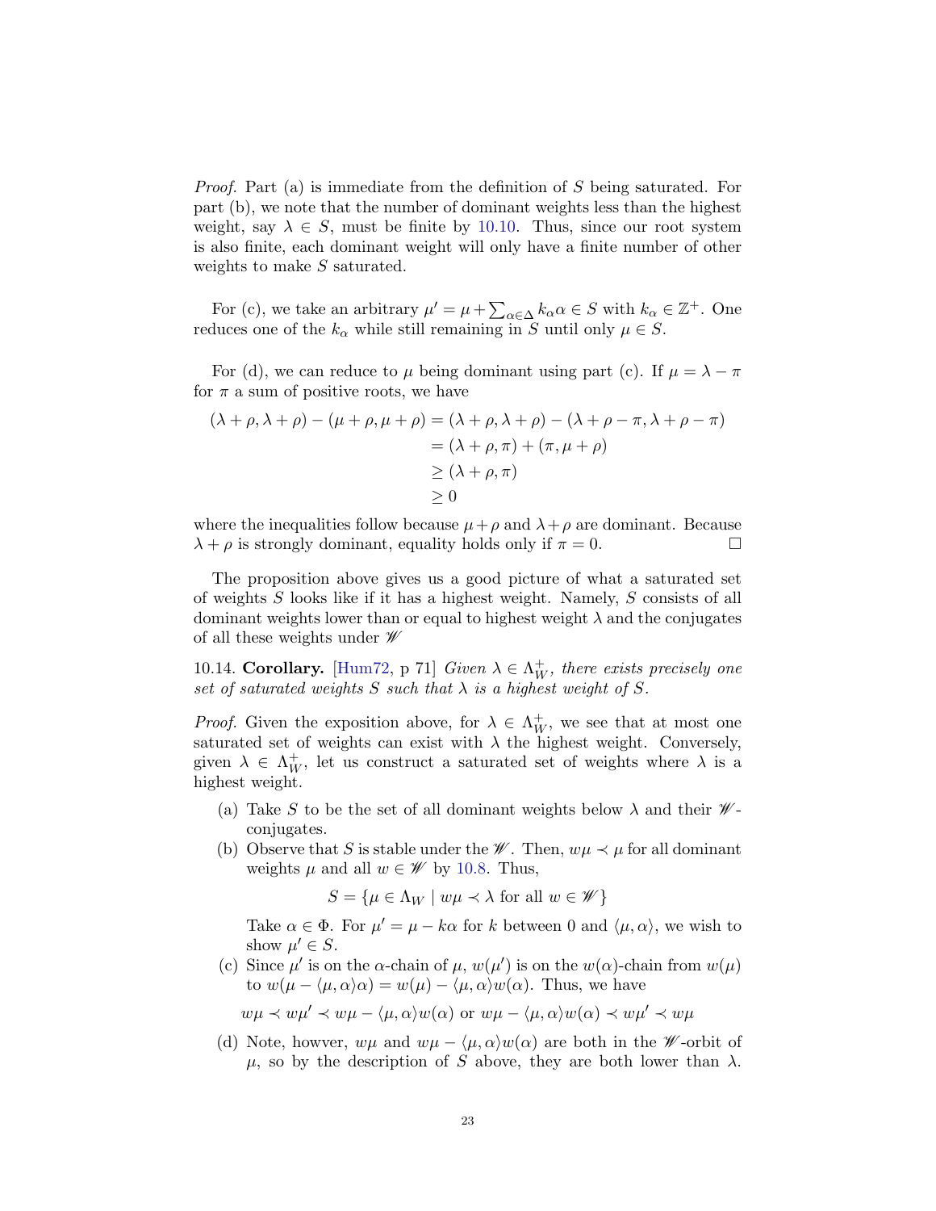*Proof.* Part (a) is immediate from the definition of $S$ being saturated. For part (b), we note that the number of dominant weights less than the highest weight, say $\lambda \in S$, must be finite by 10.10. Thus, since our root system is also finite, each dominant weight will only have a finite number of other weights to make $S$ saturated.

For (c), we take an arbitrary $\mu' = \mu + \sum_{\alpha\in\Delta} k_\alpha \alpha \in S$ with $k_\alpha \in \mathbb{Z}^+$. One reduces one of the $k_\alpha$ while still remaining in $S$ until only $\mu \in S$.

For (d), we can reduce to $\mu$ being dominant using part (c). If $\mu = \lambda - \pi$ for $\pi$ a sum of positive roots, we have

$$
\begin{aligned}
(\lambda+\rho, \lambda+\rho) - (\mu+\rho, \mu+\rho) &= (\lambda+\rho, \lambda+\rho) - (\lambda+\rho-\pi, \lambda+\rho-\pi) \\
&= (\lambda+\rho, \pi) + (\pi, \mu+\rho) \\
&\geq (\lambda+\rho, \pi) \\
&\geq 0
\end{aligned}
$$

where the inequalities follow because $\mu+\rho$ and $\lambda+\rho$ are dominant. Because $\lambda+\rho$ is strongly dominant, equality holds only if $\pi = 0$. $\square$

The proposition above gives us a good picture of what a saturated set of weights $S$ looks like if it has a highest weight. Namely, $S$ consists of all dominant weights lower than or equal to highest weight $\lambda$ and the conjugates of all these weights under $\mathscr{W}$

10.14. **Corollary.** [Hum72, p 71] *Given $\lambda \in \Lambda_W^+$, there exists precisely one set of saturated weights $S$ such that $\lambda$ is a highest weight of $S$.*

*Proof.* Given the exposition above, for $\lambda \in \Lambda_W^+$, we see that at most one saturated set of weights can exist with $\lambda$ the highest weight. Conversely, given $\lambda \in \Lambda_W^+$, let us construct a saturated set of weights where $\lambda$ is a highest weight.

(a) Take $S$ to be the set of all dominant weights below $\lambda$ and their $\mathscr{W}$-conjugates.

(b) Observe that $S$ is stable under the $\mathscr{W}$. Then, $w\mu \prec \mu$ for all dominant weights $\mu$ and all $w \in \mathscr{W}$ by 10.8. Thus,

$$S = \{\mu \in \Lambda_W \mid w\mu \prec \lambda \text{ for all } w \in \mathscr{W}\}$$

Take $\alpha \in \Phi$. For $\mu' = \mu - k\alpha$ for $k$ between 0 and $\langle \mu, \alpha \rangle$, we wish to show $\mu' \in S$.

(c) Since $\mu'$ is on the $\alpha$-chain of $\mu$, $w(\mu')$ is on the $w(\alpha)$-chain from $w(\mu)$ to $w(\mu - \langle \mu, \alpha \rangle \alpha) = w(\mu) - \langle \mu, \alpha \rangle w(\alpha)$. Thus, we have

$$w\mu \prec w\mu' \prec w\mu - \langle \mu, \alpha \rangle w(\alpha) \text{ or } w\mu - \langle \mu, \alpha \rangle w(\alpha) \prec w\mu' \prec w\mu$$

(d) Note, howver, $w\mu$ and $w\mu - \langle \mu, \alpha \rangle w(\alpha)$ are both in the $\mathscr{W}$-orbit of $\mu$, so by the description of $S$ above, they are both lower than $\lambda$.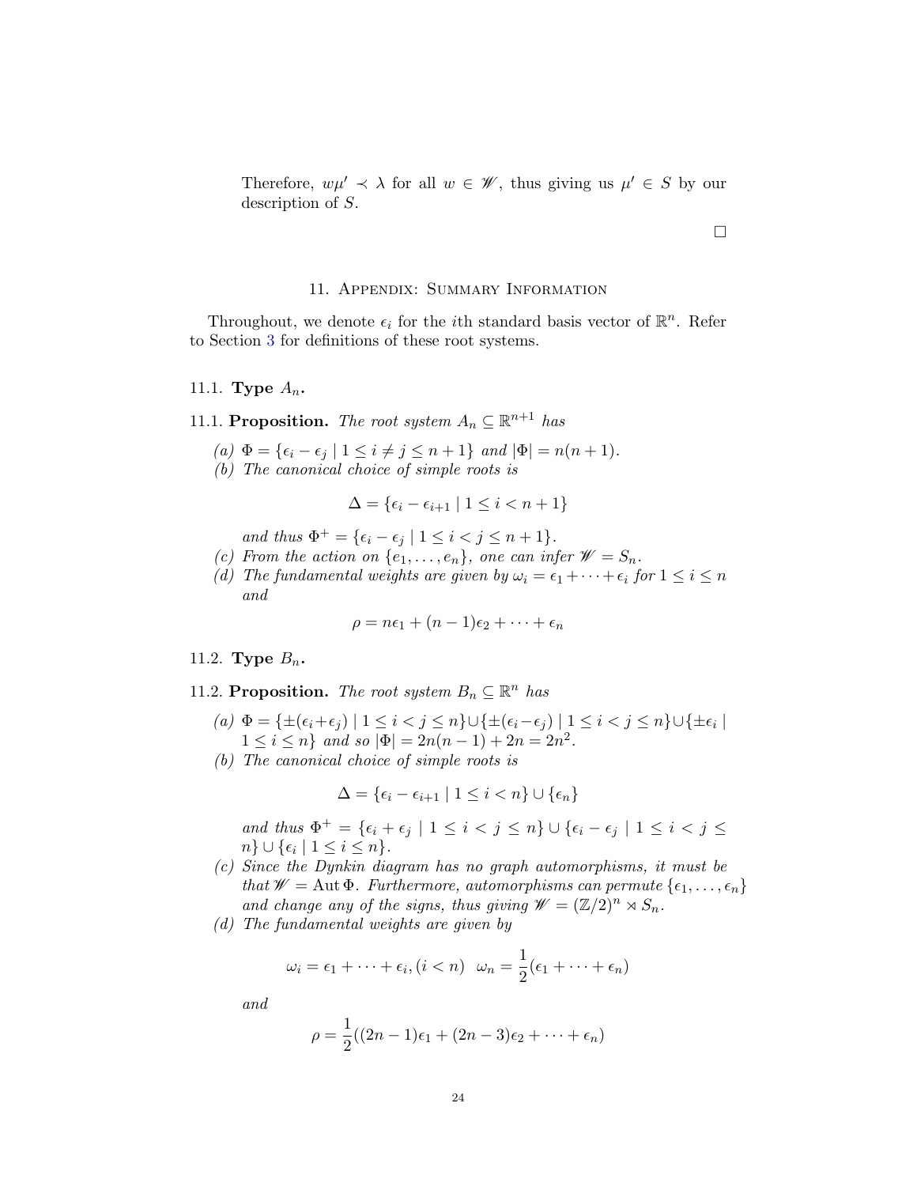Therefore, $w\mu' \prec \lambda$ for all $w \in \mathscr{W}$, thus giving us $\mu' \in S$ by our description of $S$.

□

## 11. Appendix: Summary Information

Throughout, we denote $\epsilon_i$ for the $i$th standard basis vector of $\mathbb{R}^n$. Refer to Section 3 for definitions of these root systems.

### 11.1. Type $A_n$.

**11.1. Proposition.** *The root system $A_n \subseteq \mathbb{R}^{n+1}$ has*

*(a)* $\Phi = \{\epsilon_i - \epsilon_j \mid 1 \leq i \neq j \leq n+1\}$ *and* $|\Phi| = n(n+1)$.

*(b) The canonical choice of simple roots is*

$$\Delta = \{\epsilon_i - \epsilon_{i+1} \mid 1 \leq i < n+1\}$$

*and thus* $\Phi^+ = \{\epsilon_i - \epsilon_j \mid 1 \leq i < j \leq n+1\}$.

*(c) From the action on* $\{e_1, \ldots, e_n\}$, *one can infer* $\mathscr{W} = S_n$.

*(d) The fundamental weights are given by* $\omega_i = \epsilon_1 + \cdots + \epsilon_i$ *for* $1 \leq i \leq n$ *and*

$$\rho = n\epsilon_1 + (n-1)\epsilon_2 + \cdots + \epsilon_n$$

### 11.2. Type $B_n$.

**11.2. Proposition.** *The root system $B_n \subseteq \mathbb{R}^n$ has*

*(a)* $\Phi = \{\pm(\epsilon_i + \epsilon_j) \mid 1 \leq i < j \leq n\} \cup \{\pm(\epsilon_i - \epsilon_j) \mid 1 \leq i < j \leq n\} \cup \{\pm\epsilon_i \mid 1 \leq i \leq n\}$ *and so* $|\Phi| = 2n(n-1) + 2n = 2n^2$.

*(b) The canonical choice of simple roots is*

$$\Delta = \{\epsilon_i - \epsilon_{i+1} \mid 1 \leq i < n\} \cup \{\epsilon_n\}$$

*and thus* $\Phi^+ = \{\epsilon_i + \epsilon_j \mid 1 \leq i < j \leq n\} \cup \{\epsilon_i - \epsilon_j \mid 1 \leq i < j \leq n\} \cup \{\epsilon_i \mid 1 \leq i \leq n\}$.

*(c) Since the Dynkin diagram has no graph automorphisms, it must be that* $\mathscr{W} = \operatorname{Aut}\Phi$. *Furthermore, automorphisms can permute* $\{\epsilon_1, \ldots, \epsilon_n\}$ *and change any of the signs, thus giving* $\mathscr{W} = (\mathbb{Z}/2)^n \rtimes S_n$.

*(d) The fundamental weights are given by*

$$\omega_i = \epsilon_1 + \cdots + \epsilon_i, (i < n) \quad \omega_n = \frac{1}{2}(\epsilon_1 + \cdots + \epsilon_n)$$

*and*

$$\rho = \frac{1}{2}((2n-1)\epsilon_1 + (2n-3)\epsilon_2 + \cdots + \epsilon_n)$$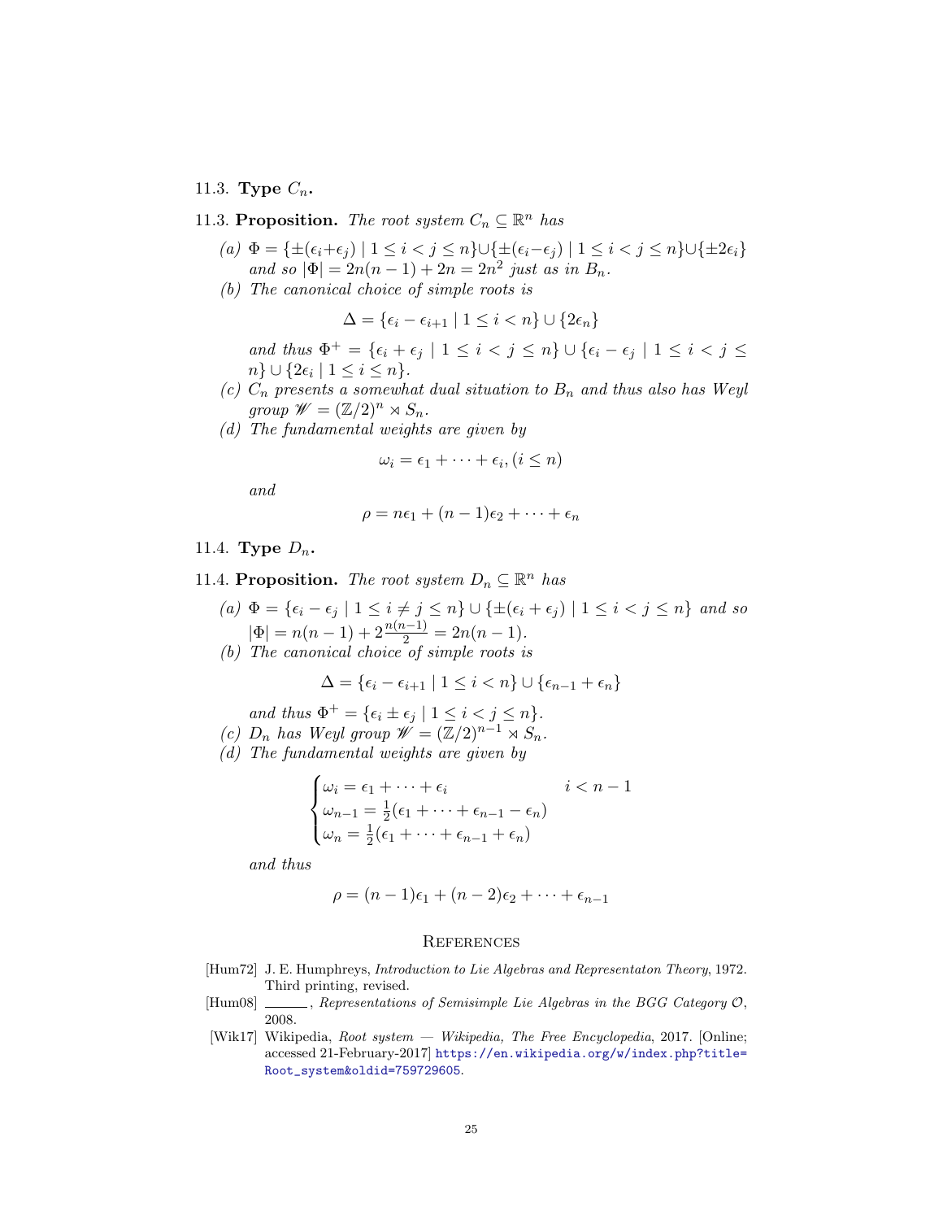### 11.3. **Type $C_n$.**

**11.3. Proposition.** *The root system $C_n \subseteq \mathbb{R}^n$ has*

*(a)* $\Phi = \{\pm(\epsilon_i+\epsilon_j) \mid 1 \le i < j \le n\} \cup \{\pm(\epsilon_i-\epsilon_j) \mid 1 \le i < j \le n\} \cup \{\pm 2\epsilon_i\}$ *and so* $|\Phi| = 2n(n-1) + 2n = 2n^2$ *just as in* $B_n$.

*(b) The canonical choice of simple roots is*

$$\Delta = \{\epsilon_i - \epsilon_{i+1} \mid 1 \le i < n\} \cup \{2\epsilon_n\}$$

*and thus* $\Phi^+ = \{\epsilon_i + \epsilon_j \mid 1 \le i < j \le n\} \cup \{\epsilon_i - \epsilon_j \mid 1 \le i < j \le n\} \cup \{2\epsilon_i \mid 1 \le i \le n\}$.

*(c)* $C_n$ *presents a somewhat dual situation to* $B_n$ *and thus also has Weyl group* $\mathscr{W} = (\mathbb{Z}/2)^n \rtimes S_n$.

*(d) The fundamental weights are given by*

$$\omega_i = \epsilon_1 + \cdots + \epsilon_i, (i \le n)$$

*and*

$$\rho = n\epsilon_1 + (n-1)\epsilon_2 + \cdots + \epsilon_n$$

### 11.4. **Type $D_n$.**

**11.4. Proposition.** *The root system $D_n \subseteq \mathbb{R}^n$ has*

*(a)* $\Phi = \{\epsilon_i - \epsilon_j \mid 1 \le i \ne j \le n\} \cup \{\pm(\epsilon_i + \epsilon_j) \mid 1 \le i < j \le n\}$ *and so* $|\Phi| = n(n-1) + 2\frac{n(n-1)}{2} = 2n(n-1)$.

*(b) The canonical choice of simple roots is*

$$\Delta = \{\epsilon_i - \epsilon_{i+1} \mid 1 \le i < n\} \cup \{\epsilon_{n-1} + \epsilon_n\}$$

*and thus* $\Phi^+ = \{\epsilon_i \pm \epsilon_j \mid 1 \le i < j \le n\}$.

*(c)* $D_n$ *has Weyl group* $\mathscr{W} = (\mathbb{Z}/2)^{n-1} \rtimes S_n$.

*(d) The fundamental weights are given by*

$$\begin{cases} \omega_i = \epsilon_1 + \cdots + \epsilon_i & i < n-1 \\ \omega_{n-1} = \frac{1}{2}(\epsilon_1 + \cdots + \epsilon_{n-1} - \epsilon_n) & \\ \omega_n = \frac{1}{2}(\epsilon_1 + \cdots + \epsilon_{n-1} + \epsilon_n) & \end{cases}$$

*and thus*

$$\rho = (n-1)\epsilon_1 + (n-2)\epsilon_2 + \cdots + \epsilon_{n-1}$$

## References

[Hum72] J. E. Humphreys, *Introduction to Lie Algebras and Representaton Theory*, 1972. Third printing, revised.

[Hum08] ______, *Representations of Semisimple Lie Algebras in the BGG Category $\mathcal{O}$*, 2008.

[Wik17] Wikipedia, *Root system — Wikipedia, The Free Encyclopedia*, 2017. [Online; accessed 21-February-2017] https://en.wikipedia.org/w/index.php?title=Root_system&oldid=759729605.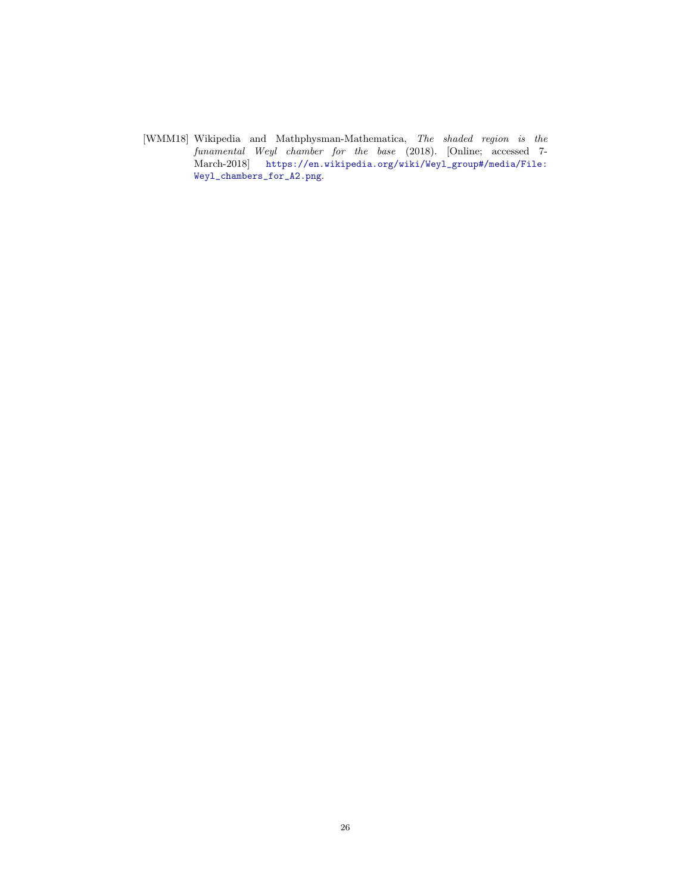[WMM18] Wikipedia and Mathphysman-Mathematica, *The shaded region is the funamental Weyl chamber for the base* (2018). [Online; accessed 7-March-2018] https://en.wikipedia.org/wiki/Weyl_group#/media/File:Weyl_chambers_for_A2.png.